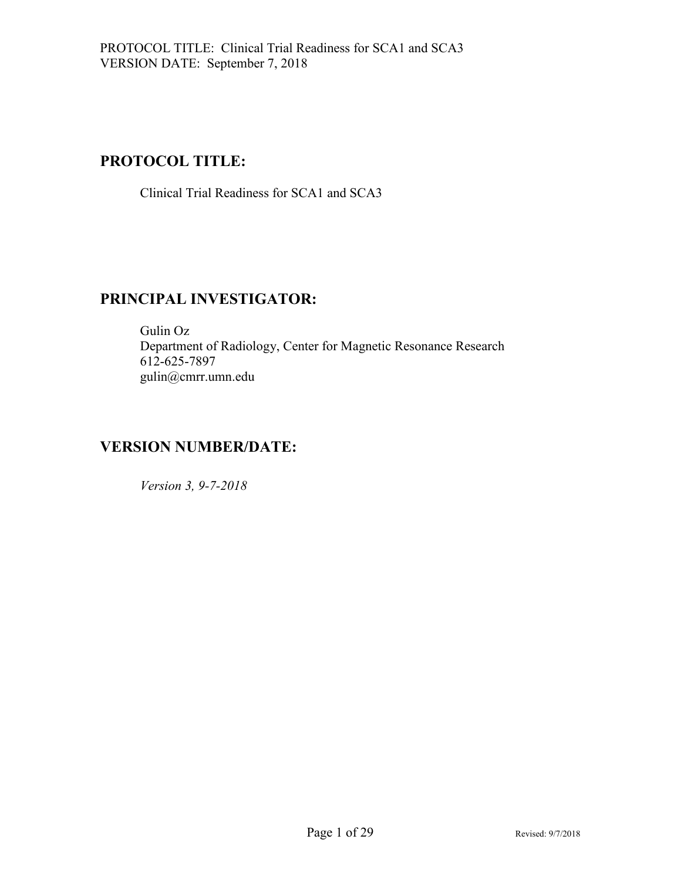## PROTOCOL TITLE:

Clinical Trial Readiness for SCA1 and SCA3

## PRINCIPAL INVESTIGATOR:

Gulin Oz
Department of Radiology, Center for Magnetic Resonance Research
612-625-7897
gulin@cmrr.umn.edu

## VERSION NUMBER/DATE:

*Version 3, 9-7-2018*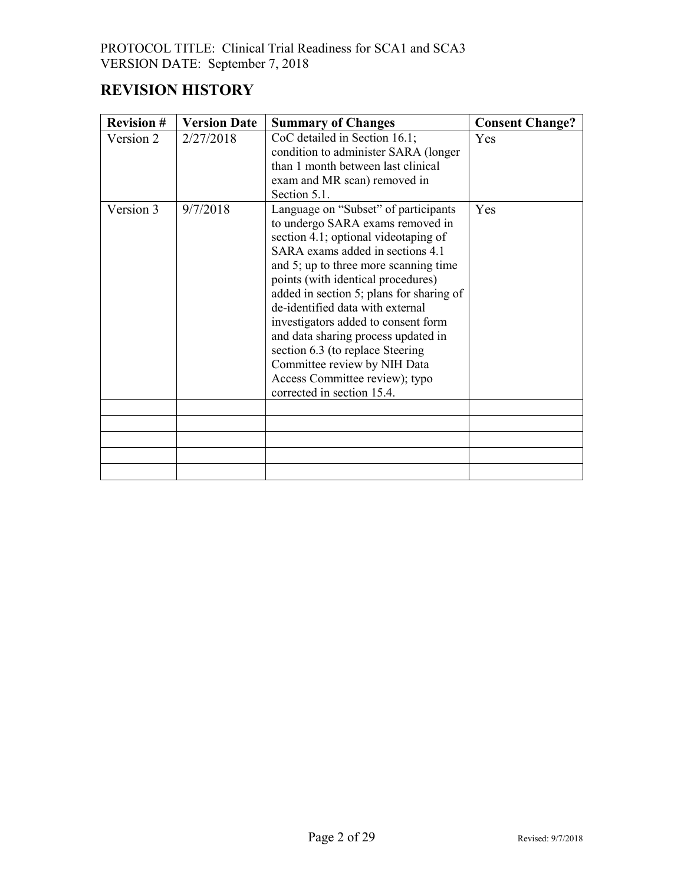## REVISION HISTORY

| Revision # | Version Date | Summary of Changes | Consent Change? |
|---|---|---|---|
| Version 2 | 2/27/2018 | CoC detailed in Section 16.1; condition to administer SARA (longer than 1 month between last clinical exam and MR scan) removed in Section 5.1. | Yes |
| Version 3 | 9/7/2018 | Language on "Subset" of participants to undergo SARA exams removed in section 4.1; optional videotaping of SARA exams added in sections 4.1 and 5; up to three more scanning time points (with identical procedures) added in section 5; plans for sharing of de-identified data with external investigators added to consent form and data sharing process updated in section 6.3 (to replace Steering Committee review by NIH Data Access Committee review); typo corrected in section 15.4. | Yes |
| | | | |
| | | | |
| | | | |
| | | | |
| | | | |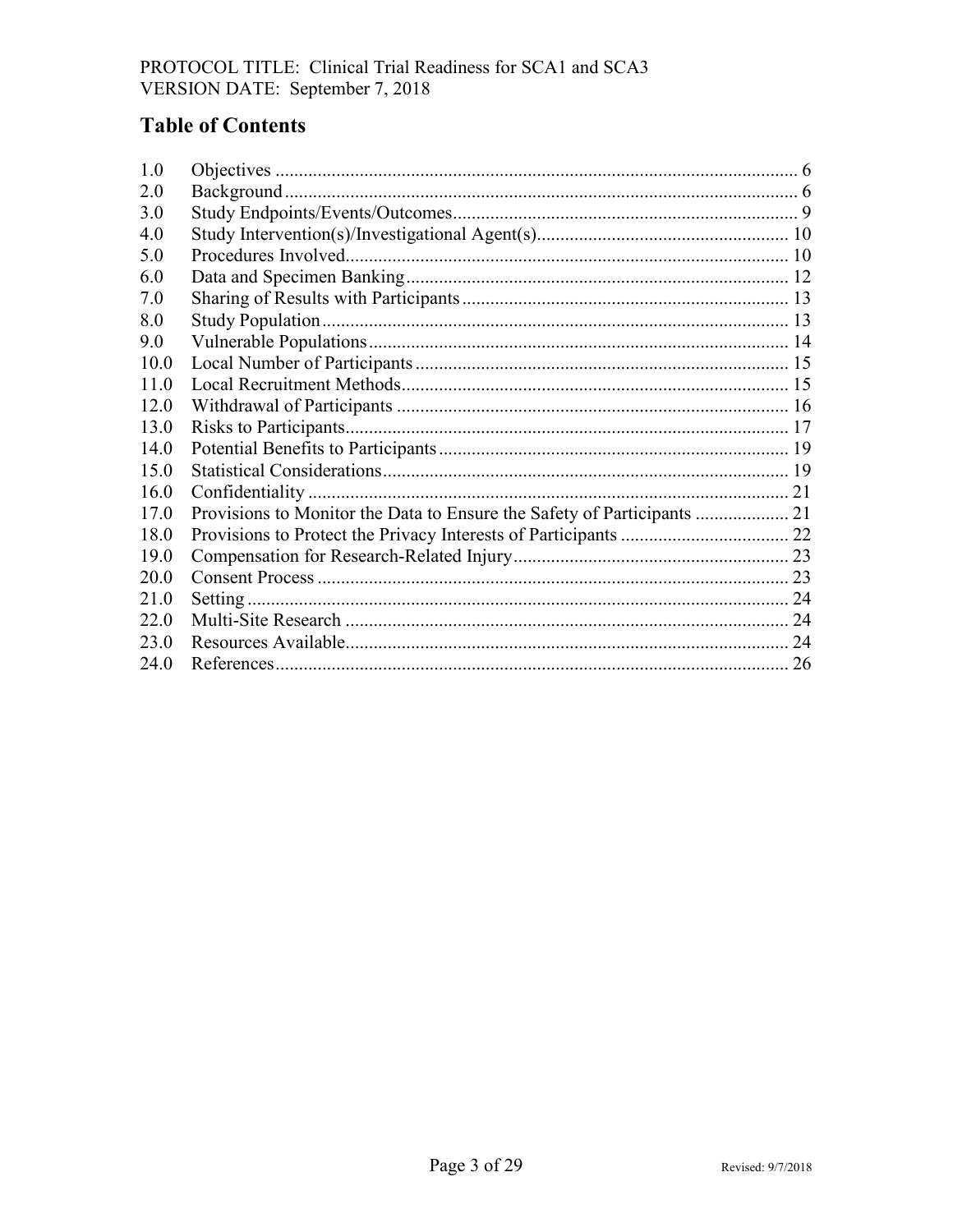## Table of Contents

| | | |
|---|---|---|
| 1.0 | Objectives | 6 |
| 2.0 | Background | 6 |
| 3.0 | Study Endpoints/Events/Outcomes | 9 |
| 4.0 | Study Intervention(s)/Investigational Agent(s) | 10 |
| 5.0 | Procedures Involved | 10 |
| 6.0 | Data and Specimen Banking | 12 |
| 7.0 | Sharing of Results with Participants | 13 |
| 8.0 | Study Population | 13 |
| 9.0 | Vulnerable Populations | 14 |
| 10.0 | Local Number of Participants | 15 |
| 11.0 | Local Recruitment Methods | 15 |
| 12.0 | Withdrawal of Participants | 16 |
| 13.0 | Risks to Participants | 17 |
| 14.0 | Potential Benefits to Participants | 19 |
| 15.0 | Statistical Considerations | 19 |
| 16.0 | Confidentiality | 21 |
| 17.0 | Provisions to Monitor the Data to Ensure the Safety of Participants | 21 |
| 18.0 | Provisions to Protect the Privacy Interests of Participants | 22 |
| 19.0 | Compensation for Research-Related Injury | 23 |
| 20.0 | Consent Process | 23 |
| 21.0 | Setting | 24 |
| 22.0 | Multi-Site Research | 24 |
| 23.0 | Resources Available | 24 |
| 24.0 | References | 26 |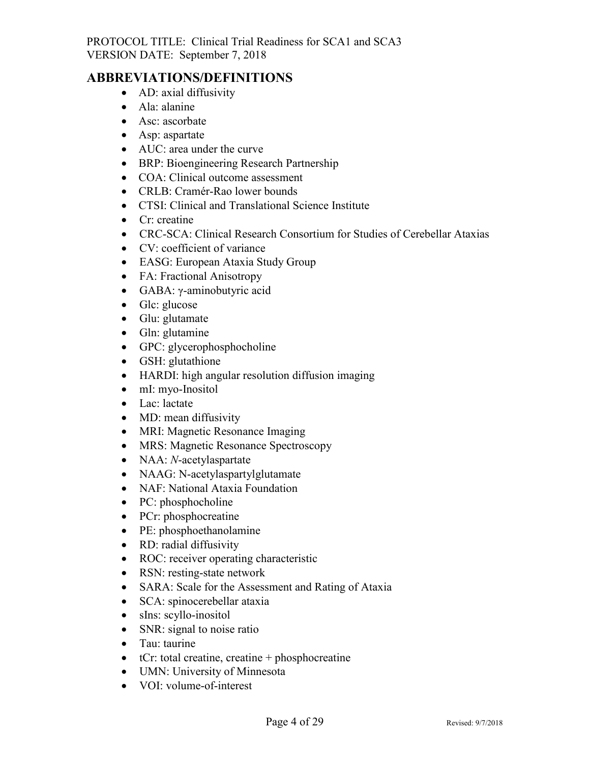## ABBREVIATIONS/DEFINITIONS

- AD: axial diffusivity
- Ala: alanine
- Asc: ascorbate
- Asp: aspartate
- AUC: area under the curve
- BRP: Bioengineering Research Partnership
- COA: Clinical outcome assessment
- CRLB: Cramér-Rao lower bounds
- CTSI: Clinical and Translational Science Institute
- Cr: creatine
- CRC-SCA: Clinical Research Consortium for Studies of Cerebellar Ataxias
- CV: coefficient of variance
- EASG: European Ataxia Study Group
- FA: Fractional Anisotropy
- GABA: γ-aminobutyric acid
- Glc: glucose
- Glu: glutamate
- Gln: glutamine
- GPC: glycerophosphocholine
- GSH: glutathione
- HARDI: high angular resolution diffusion imaging
- mI: myo-Inositol
- Lac: lactate
- MD: mean diffusivity
- MRI: Magnetic Resonance Imaging
- MRS: Magnetic Resonance Spectroscopy
- NAA: *N*-acetylaspartate
- NAAG: N-acetylaspartylglutamate
- NAF: National Ataxia Foundation
- PC: phosphocholine
- PCr: phosphocreatine
- PE: phosphoethanolamine
- RD: radial diffusivity
- ROC: receiver operating characteristic
- RSN: resting-state network
- SARA: Scale for the Assessment and Rating of Ataxia
- SCA: spinocerebellar ataxia
- sIns: scyllo-inositol
- SNR: signal to noise ratio
- Tau: taurine
- tCr: total creatine, creatine + phosphocreatine
- UMN: University of Minnesota
- VOI: volume-of-interest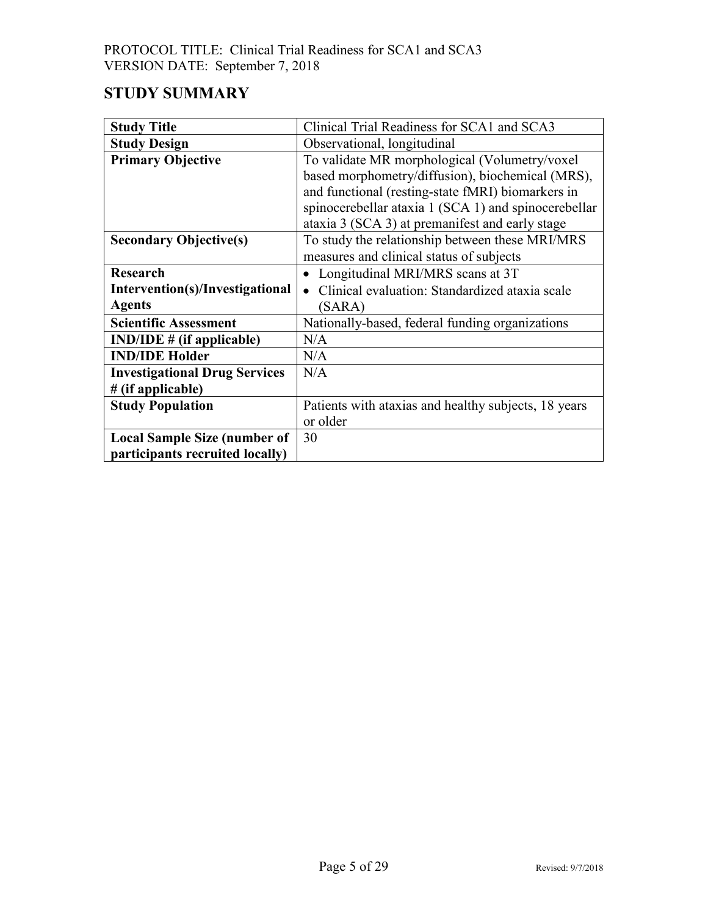## STUDY SUMMARY

| Study Title | Clinical Trial Readiness for SCA1 and SCA3 |
| --- | --- |
| **Study Design** | Observational, longitudinal |
| **Primary Objective** | To validate MR morphological (Volumetry/voxel based morphometry/diffusion), biochemical (MRS), and functional (resting-state fMRI) biomarkers in spinocerebellar ataxia 1 (SCA 1) and spinocerebellar ataxia 3 (SCA 3) at premanifest and early stage |
| **Secondary Objective(s)** | To study the relationship between these MRI/MRS measures and clinical status of subjects |
| **Research Intervention(s)/Investigational Agents** | • Longitudinal MRI/MRS scans at 3T<br>• Clinical evaluation: Standardized ataxia scale (SARA) |
| **Scientific Assessment** | Nationally-based, federal funding organizations |
| **IND/IDE # (if applicable)** | N/A |
| **IND/IDE Holder** | N/A |
| **Investigational Drug Services # (if applicable)** | N/A |
| **Study Population** | Patients with ataxias and healthy subjects, 18 years or older |
| **Local Sample Size (number of participants recruited locally)** | 30 |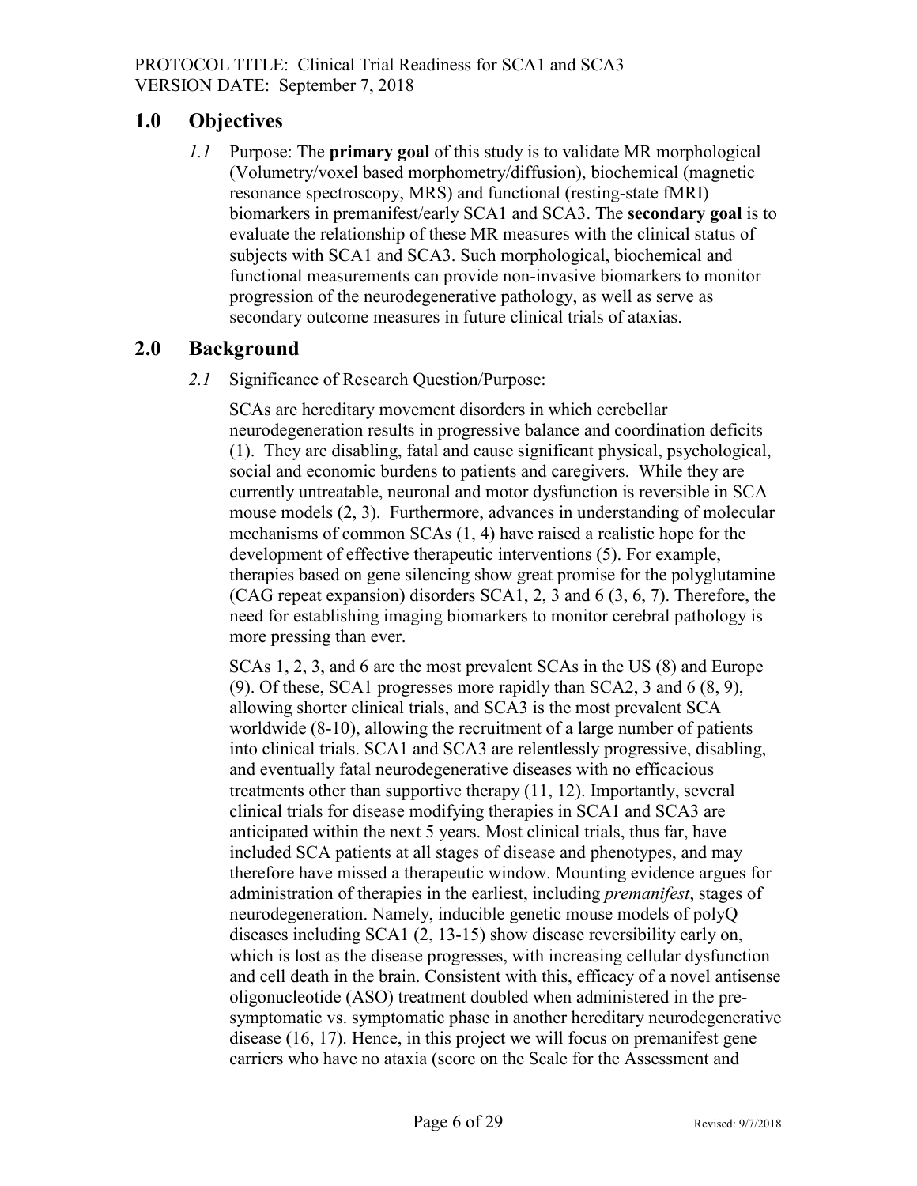## 1.0 Objectives

*1.1* Purpose: The **primary goal** of this study is to validate MR morphological (Volumetry/voxel based morphometry/diffusion), biochemical (magnetic resonance spectroscopy, MRS) and functional (resting-state fMRI) biomarkers in premanifest/early SCA1 and SCA3. The **secondary goal** is to evaluate the relationship of these MR measures with the clinical status of subjects with SCA1 and SCA3. Such morphological, biochemical and functional measurements can provide non-invasive biomarkers to monitor progression of the neurodegenerative pathology, as well as serve as secondary outcome measures in future clinical trials of ataxias.

## 2.0 Background

*2.1* Significance of Research Question/Purpose:

SCAs are hereditary movement disorders in which cerebellar neurodegeneration results in progressive balance and coordination deficits (1). They are disabling, fatal and cause significant physical, psychological, social and economic burdens to patients and caregivers. While they are currently untreatable, neuronal and motor dysfunction is reversible in SCA mouse models (2, 3). Furthermore, advances in understanding of molecular mechanisms of common SCAs (1, 4) have raised a realistic hope for the development of effective therapeutic interventions (5). For example, therapies based on gene silencing show great promise for the polyglutamine (CAG repeat expansion) disorders SCA1, 2, 3 and 6 (3, 6, 7). Therefore, the need for establishing imaging biomarkers to monitor cerebral pathology is more pressing than ever.

SCAs 1, 2, 3, and 6 are the most prevalent SCAs in the US (8) and Europe (9). Of these, SCA1 progresses more rapidly than SCA2, 3 and 6 (8, 9), allowing shorter clinical trials, and SCA3 is the most prevalent SCA worldwide (8-10), allowing the recruitment of a large number of patients into clinical trials. SCA1 and SCA3 are relentlessly progressive, disabling, and eventually fatal neurodegenerative diseases with no efficacious treatments other than supportive therapy (11, 12). Importantly, several clinical trials for disease modifying therapies in SCA1 and SCA3 are anticipated within the next 5 years. Most clinical trials, thus far, have included SCA patients at all stages of disease and phenotypes, and may therefore have missed a therapeutic window. Mounting evidence argues for administration of therapies in the earliest, including *premanifest*, stages of neurodegeneration. Namely, inducible genetic mouse models of polyQ diseases including SCA1 (2, 13-15) show disease reversibility early on, which is lost as the disease progresses, with increasing cellular dysfunction and cell death in the brain. Consistent with this, efficacy of a novel antisense oligonucleotide (ASO) treatment doubled when administered in the pre-symptomatic vs. symptomatic phase in another hereditary neurodegenerative disease (16, 17). Hence, in this project we will focus on premanifest gene carriers who have no ataxia (score on the Scale for the Assessment and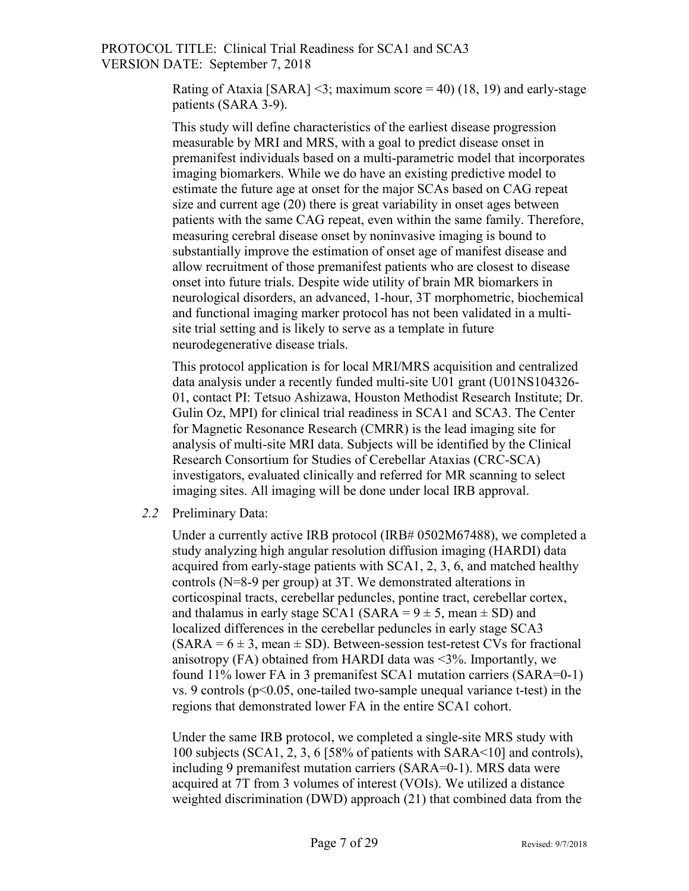Rating of Ataxia [SARA] <3; maximum score = 40) (18, 19) and early-stage patients (SARA 3-9).

This study will define characteristics of the earliest disease progression measurable by MRI and MRS, with a goal to predict disease onset in premanifest individuals based on a multi-parametric model that incorporates imaging biomarkers. While we do have an existing predictive model to estimate the future age at onset for the major SCAs based on CAG repeat size and current age (20) there is great variability in onset ages between patients with the same CAG repeat, even within the same family. Therefore, measuring cerebral disease onset by noninvasive imaging is bound to substantially improve the estimation of onset age of manifest disease and allow recruitment of those premanifest patients who are closest to disease onset into future trials. Despite wide utility of brain MR biomarkers in neurological disorders, an advanced, 1-hour, 3T morphometric, biochemical and functional imaging marker protocol has not been validated in a multi-site trial setting and is likely to serve as a template in future neurodegenerative disease trials.

This protocol application is for local MRI/MRS acquisition and centralized data analysis under a recently funded multi-site U01 grant (U01NS104326-01, contact PI: Tetsuo Ashizawa, Houston Methodist Research Institute; Dr. Gulin Oz, MPI) for clinical trial readiness in SCA1 and SCA3. The Center for Magnetic Resonance Research (CMRR) is the lead imaging site for analysis of multi-site MRI data. Subjects will be identified by the Clinical Research Consortium for Studies of Cerebellar Ataxias (CRC-SCA) investigators, evaluated clinically and referred for MR scanning to select imaging sites. All imaging will be done under local IRB approval.

*2.2* Preliminary Data:

Under a currently active IRB protocol (IRB# 0502M67488), we completed a study analyzing high angular resolution diffusion imaging (HARDI) data acquired from early-stage patients with SCA1, 2, 3, 6, and matched healthy controls (N=8-9 per group) at 3T. We demonstrated alterations in corticospinal tracts, cerebellar peduncles, pontine tract, cerebellar cortex, and thalamus in early stage SCA1 (SARA = $9 \pm 5$, mean ± SD) and localized differences in the cerebellar peduncles in early stage SCA3 (SARA = $6 \pm 3$, mean ± SD). Between-session test-retest CVs for fractional anisotropy (FA) obtained from HARDI data was <3%. Importantly, we found 11% lower FA in 3 premanifest SCA1 mutation carriers (SARA=0-1) vs. 9 controls ($p<0.05$, one-tailed two-sample unequal variance t-test) in the regions that demonstrated lower FA in the entire SCA1 cohort.

Under the same IRB protocol, we completed a single-site MRS study with 100 subjects (SCA1, 2, 3, 6 [58% of patients with SARA<10] and controls), including 9 premanifest mutation carriers (SARA=0-1). MRS data were acquired at 7T from 3 volumes of interest (VOIs). We utilized a distance weighted discrimination (DWD) approach (21) that combined data from the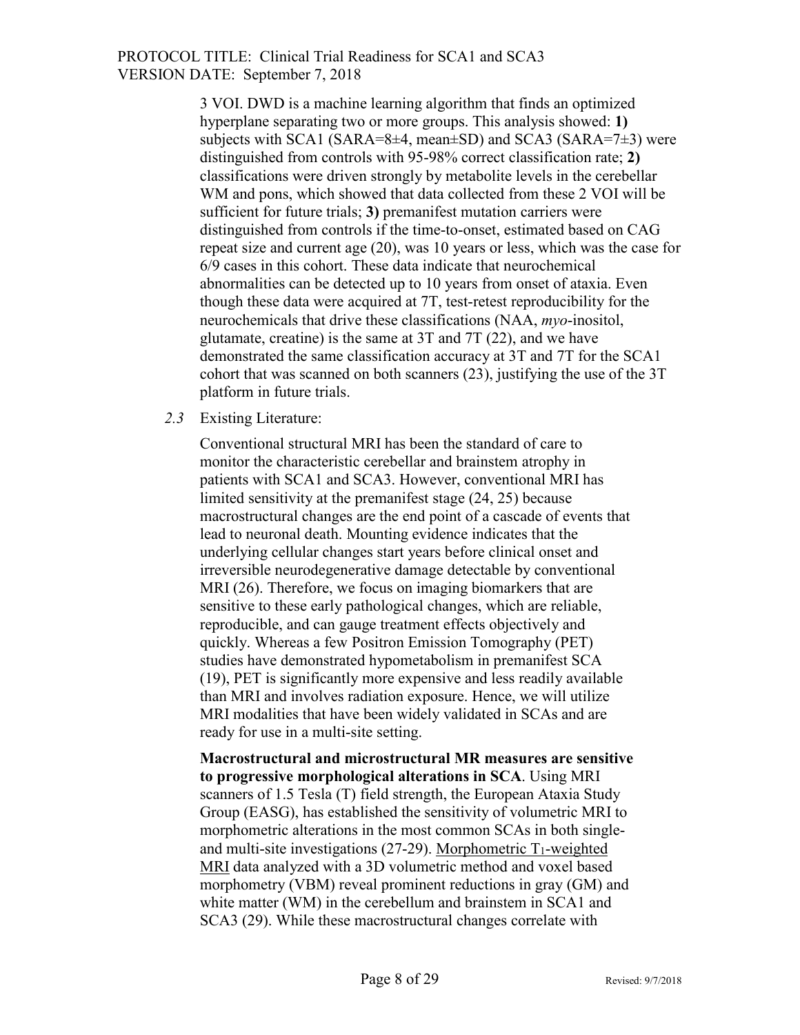3 VOI. DWD is a machine learning algorithm that finds an optimized hyperplane separating two or more groups. This analysis showed: **1)** subjects with SCA1 (SARA=8±4, mean±SD) and SCA3 (SARA=7±3) were distinguished from controls with 95-98% correct classification rate; **2)** classifications were driven strongly by metabolite levels in the cerebellar WM and pons, which showed that data collected from these 2 VOI will be sufficient for future trials; **3)** premanifest mutation carriers were distinguished from controls if the time-to-onset, estimated based on CAG repeat size and current age (20), was 10 years or less, which was the case for 6/9 cases in this cohort. These data indicate that neurochemical abnormalities can be detected up to 10 years from onset of ataxia. Even though these data were acquired at 7T, test-retest reproducibility for the neurochemicals that drive these classifications (NAA, *myo*-inositol, glutamate, creatine) is the same at 3T and 7T (22), and we have demonstrated the same classification accuracy at 3T and 7T for the SCA1 cohort that was scanned on both scanners (23), justifying the use of the 3T platform in future trials.

*2.3* Existing Literature:

Conventional structural MRI has been the standard of care to monitor the characteristic cerebellar and brainstem atrophy in patients with SCA1 and SCA3. However, conventional MRI has limited sensitivity at the premanifest stage (24, 25) because macrostructural changes are the end point of a cascade of events that lead to neuronal death. Mounting evidence indicates that the underlying cellular changes start years before clinical onset and irreversible neurodegenerative damage detectable by conventional MRI (26). Therefore, we focus on imaging biomarkers that are sensitive to these early pathological changes, which are reliable, reproducible, and can gauge treatment effects objectively and quickly. Whereas a few Positron Emission Tomography (PET) studies have demonstrated hypometabolism in premanifest SCA (19), PET is significantly more expensive and less readily available than MRI and involves radiation exposure. Hence, we will utilize MRI modalities that have been widely validated in SCAs and are ready for use in a multi-site setting.

**Macrostructural and microstructural MR measures are sensitive to progressive morphological alterations in SCA**. Using MRI scanners of 1.5 Tesla (T) field strength, the European Ataxia Study Group (EASG), has established the sensitivity of volumetric MRI to morphometric alterations in the most common SCAs in both single- and multi-site investigations (27-29). <u>Morphometric $T_1$-weighted MRI</u> data analyzed with a 3D volumetric method and voxel based morphometry (VBM) reveal prominent reductions in gray (GM) and white matter (WM) in the cerebellum and brainstem in SCA1 and SCA3 (29). While these macrostructural changes correlate with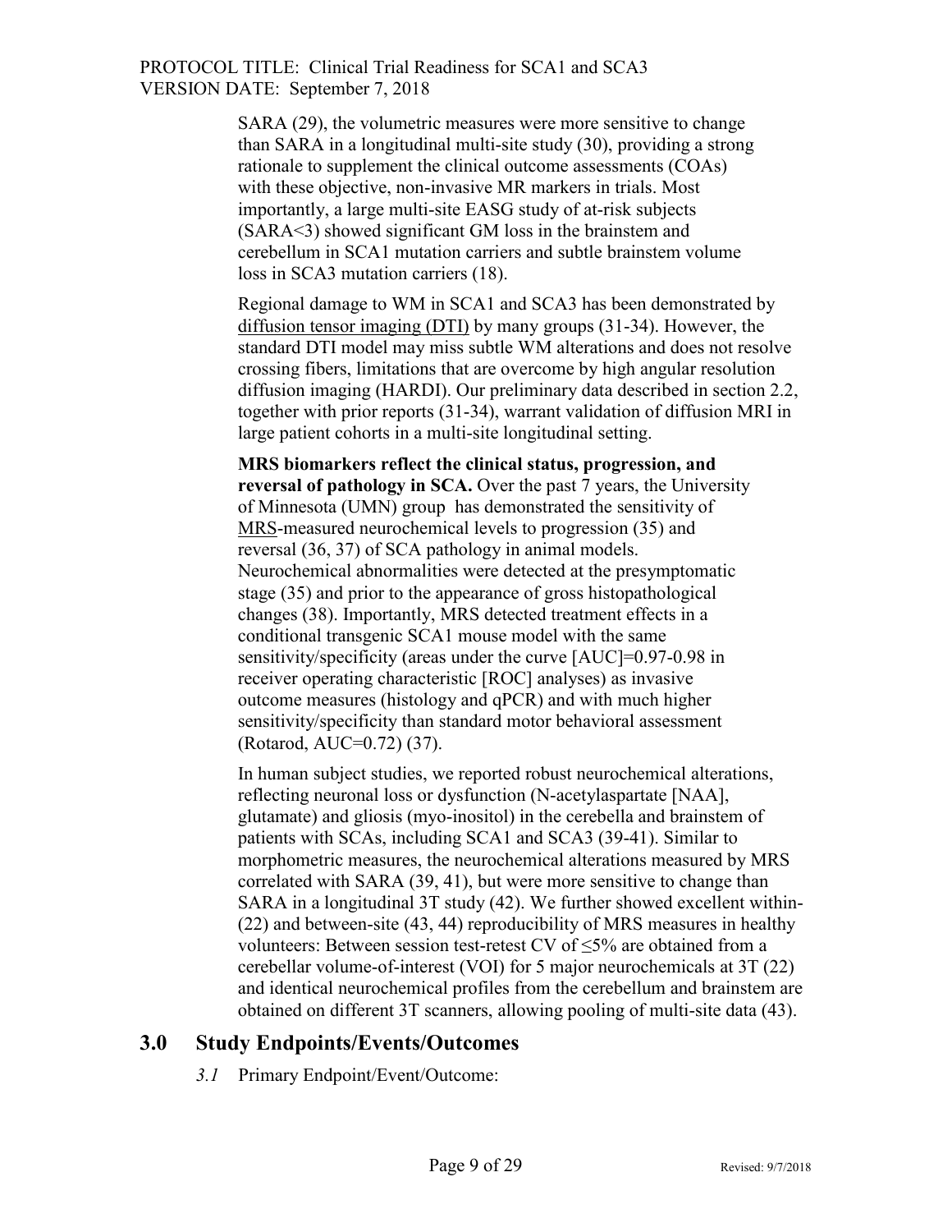SARA (29), the volumetric measures were more sensitive to change than SARA in a longitudinal multi-site study (30), providing a strong rationale to supplement the clinical outcome assessments (COAs) with these objective, non-invasive MR markers in trials. Most importantly, a large multi-site EASG study of at-risk subjects (SARA<3) showed significant GM loss in the brainstem and cerebellum in SCA1 mutation carriers and subtle brainstem volume loss in SCA3 mutation carriers (18).

Regional damage to WM in SCA1 and SCA3 has been demonstrated by diffusion tensor imaging (DTI) by many groups (31-34). However, the standard DTI model may miss subtle WM alterations and does not resolve crossing fibers, limitations that are overcome by high angular resolution diffusion imaging (HARDI). Our preliminary data described in section 2.2, together with prior reports (31-34), warrant validation of diffusion MRI in large patient cohorts in a multi-site longitudinal setting.

**MRS biomarkers reflect the clinical status, progression, and reversal of pathology in SCA.** Over the past 7 years, the University of Minnesota (UMN) group has demonstrated the sensitivity of MRS-measured neurochemical levels to progression (35) and reversal (36, 37) of SCA pathology in animal models. Neurochemical abnormalities were detected at the presymptomatic stage (35) and prior to the appearance of gross histopathological changes (38). Importantly, MRS detected treatment effects in a conditional transgenic SCA1 mouse model with the same sensitivity/specificity (areas under the curve [AUC]=0.97-0.98 in receiver operating characteristic [ROC] analyses) as invasive outcome measures (histology and qPCR) and with much higher sensitivity/specificity than standard motor behavioral assessment (Rotarod, AUC=0.72) (37).

In human subject studies, we reported robust neurochemical alterations, reflecting neuronal loss or dysfunction (N-acetylaspartate [NAA], glutamate) and gliosis (myo-inositol) in the cerebella and brainstem of patients with SCAs, including SCA1 and SCA3 (39-41). Similar to morphometric measures, the neurochemical alterations measured by MRS correlated with SARA (39, 41), but were more sensitive to change than SARA in a longitudinal 3T study (42). We further showed excellent within- (22) and between-site (43, 44) reproducibility of MRS measures in healthy volunteers: Between session test-retest CV of ≤5% are obtained from a cerebellar volume-of-interest (VOI) for 5 major neurochemicals at 3T (22) and identical neurochemical profiles from the cerebellum and brainstem are obtained on different 3T scanners, allowing pooling of multi-site data (43).

## 3.0 Study Endpoints/Events/Outcomes

*3.1* Primary Endpoint/Event/Outcome: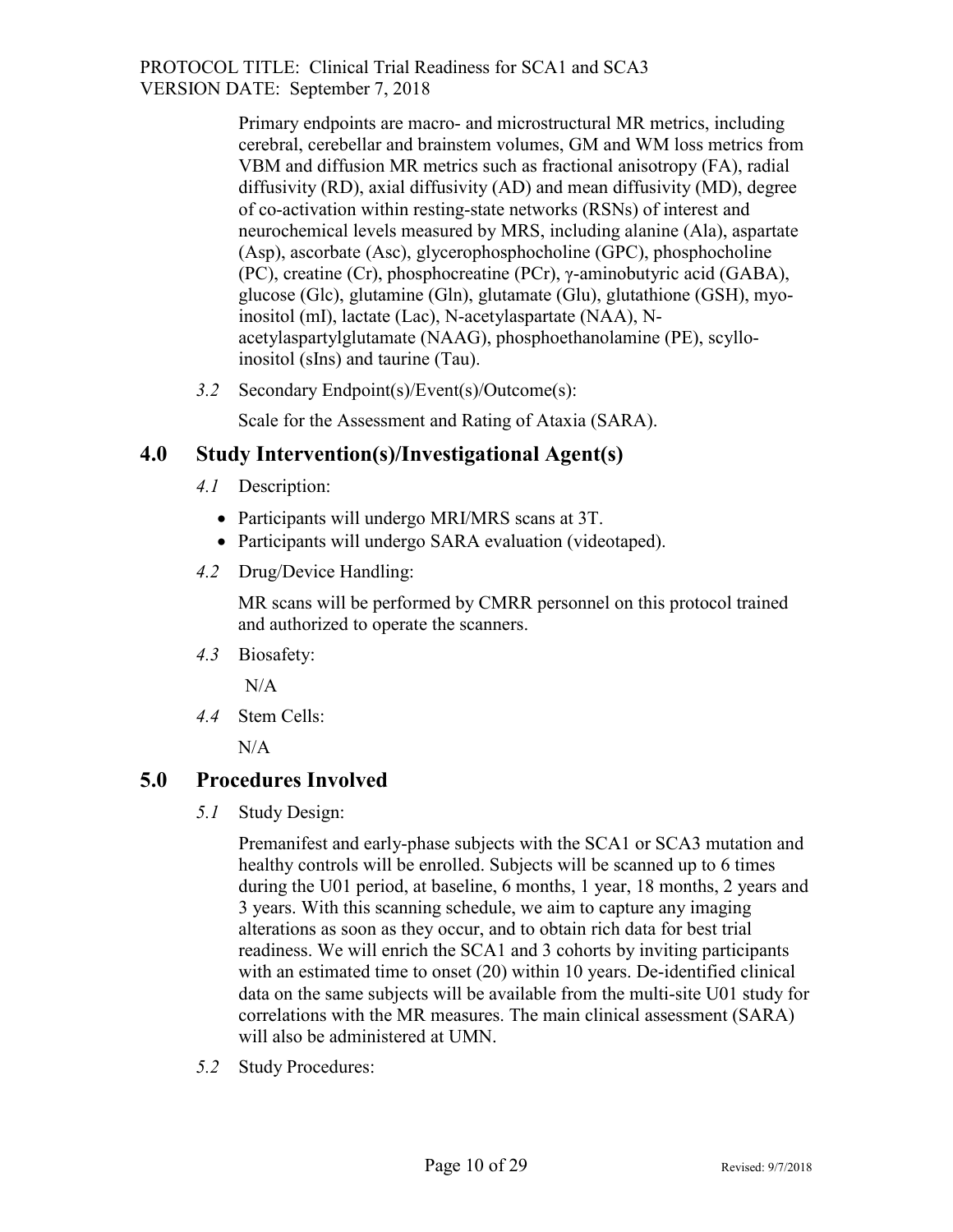Primary endpoints are macro- and microstructural MR metrics, including cerebral, cerebellar and brainstem volumes, GM and WM loss metrics from VBM and diffusion MR metrics such as fractional anisotropy (FA), radial diffusivity (RD), axial diffusivity (AD) and mean diffusivity (MD), degree of co-activation within resting-state networks (RSNs) of interest and neurochemical levels measured by MRS, including alanine (Ala), aspartate (Asp), ascorbate (Asc), glycerophosphocholine (GPC), phosphocholine (PC), creatine (Cr), phosphocreatine (PCr), γ-aminobutyric acid (GABA), glucose (Glc), glutamine (Gln), glutamate (Glu), glutathione (GSH), myo-inositol (mI), lactate (Lac), N-acetylaspartate (NAA), N-acetylaspartylglutamate (NAAG), phosphoethanolamine (PE), scyllo-inositol (sIns) and taurine (Tau).

*3.2* Secondary Endpoint(s)/Event(s)/Outcome(s):

Scale for the Assessment and Rating of Ataxia (SARA).

## 4.0 Study Intervention(s)/Investigational Agent(s)

*4.1* Description:

- Participants will undergo MRI/MRS scans at 3T.
- Participants will undergo SARA evaluation (videotaped).

*4.2* Drug/Device Handling:

MR scans will be performed by CMRR personnel on this protocol trained and authorized to operate the scanners.

*4.3* Biosafety:

N/A

*4.4* Stem Cells:

N/A

## 5.0 Procedures Involved

*5.1* Study Design:

Premanifest and early-phase subjects with the SCA1 or SCA3 mutation and healthy controls will be enrolled. Subjects will be scanned up to 6 times during the U01 period, at baseline, 6 months, 1 year, 18 months, 2 years and 3 years. With this scanning schedule, we aim to capture any imaging alterations as soon as they occur, and to obtain rich data for best trial readiness. We will enrich the SCA1 and 3 cohorts by inviting participants with an estimated time to onset (20) within 10 years. De-identified clinical data on the same subjects will be available from the multi-site U01 study for correlations with the MR measures. The main clinical assessment (SARA) will also be administered at UMN.

*5.2* Study Procedures: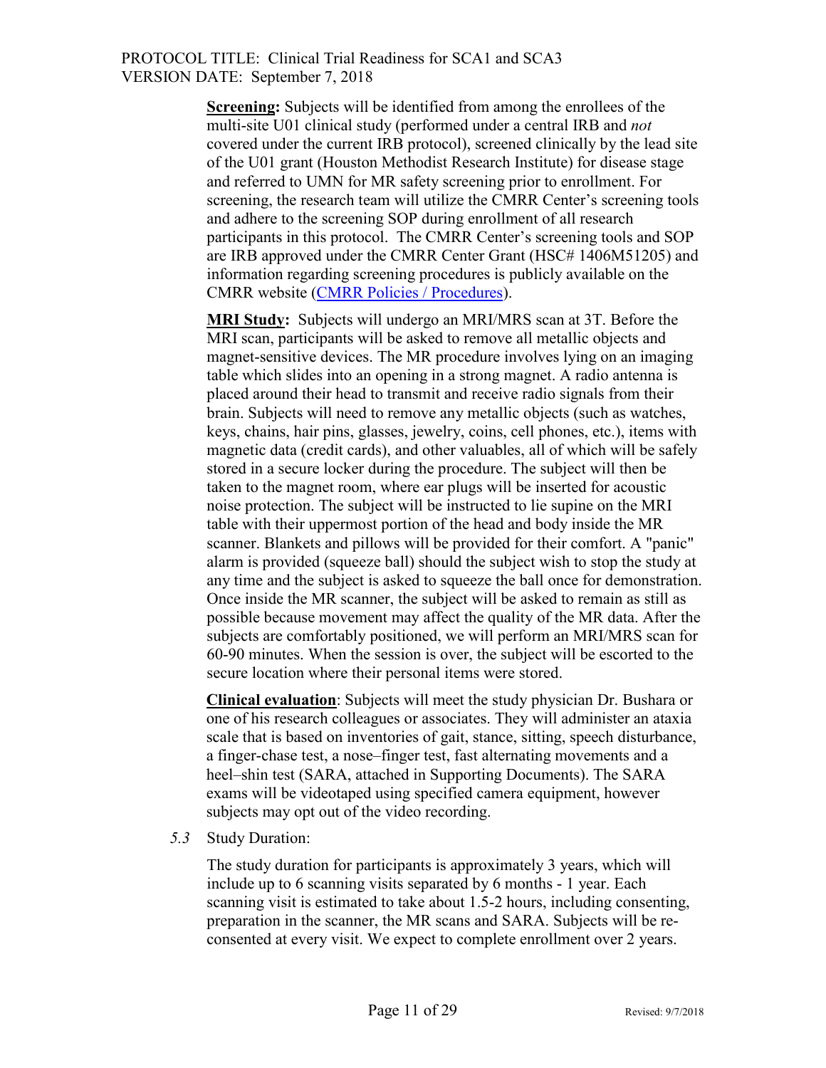**Screening:** Subjects will be identified from among the enrollees of the multi-site U01 clinical study (performed under a central IRB and *not* covered under the current IRB protocol), screened clinically by the lead site of the U01 grant (Houston Methodist Research Institute) for disease stage and referred to UMN for MR safety screening prior to enrollment. For screening, the research team will utilize the CMRR Center's screening tools and adhere to the screening SOP during enrollment of all research participants in this protocol. The CMRR Center's screening tools and SOP are IRB approved under the CMRR Center Grant (HSC# 1406M51205) and information regarding screening procedures is publicly available on the CMRR website (CMRR Policies / Procedures).

**MRI Study:** Subjects will undergo an MRI/MRS scan at 3T. Before the MRI scan, participants will be asked to remove all metallic objects and magnet-sensitive devices. The MR procedure involves lying on an imaging table which slides into an opening in a strong magnet. A radio antenna is placed around their head to transmit and receive radio signals from their brain. Subjects will need to remove any metallic objects (such as watches, keys, chains, hair pins, glasses, jewelry, coins, cell phones, etc.), items with magnetic data (credit cards), and other valuables, all of which will be safely stored in a secure locker during the procedure. The subject will then be taken to the magnet room, where ear plugs will be inserted for acoustic noise protection. The subject will be instructed to lie supine on the MRI table with their uppermost portion of the head and body inside the MR scanner. Blankets and pillows will be provided for their comfort. A "panic" alarm is provided (squeeze ball) should the subject wish to stop the study at any time and the subject is asked to squeeze the ball once for demonstration. Once inside the MR scanner, the subject will be asked to remain as still as possible because movement may affect the quality of the MR data. After the subjects are comfortably positioned, we will perform an MRI/MRS scan for 60-90 minutes. When the session is over, the subject will be escorted to the secure location where their personal items were stored.

**Clinical evaluation**: Subjects will meet the study physician Dr. Bushara or one of his research colleagues or associates. They will administer an ataxia scale that is based on inventories of gait, stance, sitting, speech disturbance, a finger-chase test, a nose–finger test, fast alternating movements and a heel–shin test (SARA, attached in Supporting Documents). The SARA exams will be videotaped using specified camera equipment, however subjects may opt out of the video recording.

*5.3* Study Duration:

The study duration for participants is approximately 3 years, which will include up to 6 scanning visits separated by 6 months - 1 year. Each scanning visit is estimated to take about 1.5-2 hours, including consenting, preparation in the scanner, the MR scans and SARA. Subjects will be re-consented at every visit. We expect to complete enrollment over 2 years.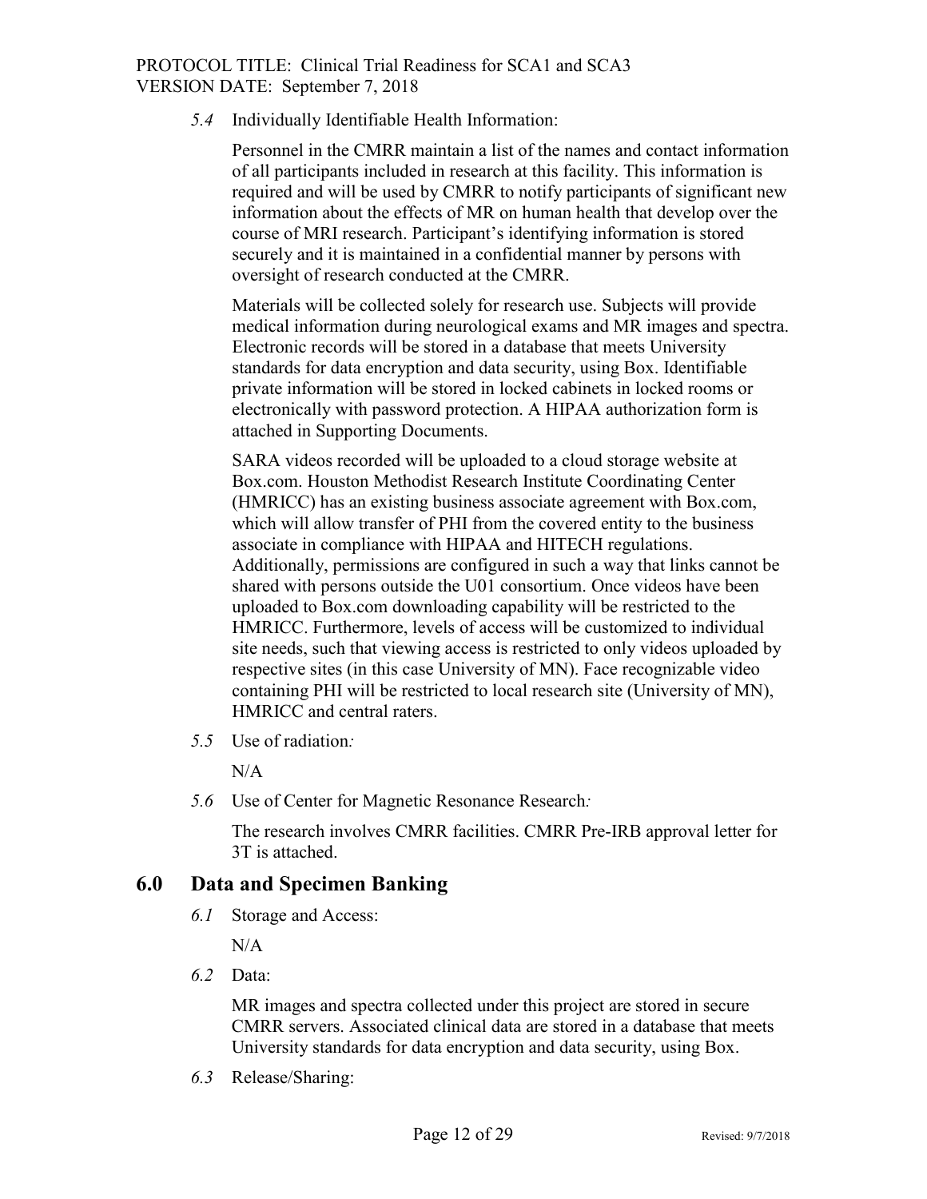*5.4* Individually Identifiable Health Information:

Personnel in the CMRR maintain a list of the names and contact information of all participants included in research at this facility. This information is required and will be used by CMRR to notify participants of significant new information about the effects of MR on human health that develop over the course of MRI research. Participant's identifying information is stored securely and it is maintained in a confidential manner by persons with oversight of research conducted at the CMRR.

Materials will be collected solely for research use. Subjects will provide medical information during neurological exams and MR images and spectra. Electronic records will be stored in a database that meets University standards for data encryption and data security, using Box. Identifiable private information will be stored in locked cabinets in locked rooms or electronically with password protection. A HIPAA authorization form is attached in Supporting Documents.

SARA videos recorded will be uploaded to a cloud storage website at Box.com. Houston Methodist Research Institute Coordinating Center (HMRICC) has an existing business associate agreement with Box.com, which will allow transfer of PHI from the covered entity to the business associate in compliance with HIPAA and HITECH regulations. Additionally, permissions are configured in such a way that links cannot be shared with persons outside the U01 consortium. Once videos have been uploaded to Box.com downloading capability will be restricted to the HMRICC. Furthermore, levels of access will be customized to individual site needs, such that viewing access is restricted to only videos uploaded by respective sites (in this case University of MN). Face recognizable video containing PHI will be restricted to local research site (University of MN), HMRICC and central raters.

*5.5* Use of radiation*:*

N/A

*5.6* Use of Center for Magnetic Resonance Research*:*

The research involves CMRR facilities. CMRR Pre-IRB approval letter for 3T is attached.

## 6.0 Data and Specimen Banking

*6.1* Storage and Access:

N/A

*6.2* Data:

MR images and spectra collected under this project are stored in secure CMRR servers. Associated clinical data are stored in a database that meets University standards for data encryption and data security, using Box.

*6.3* Release/Sharing: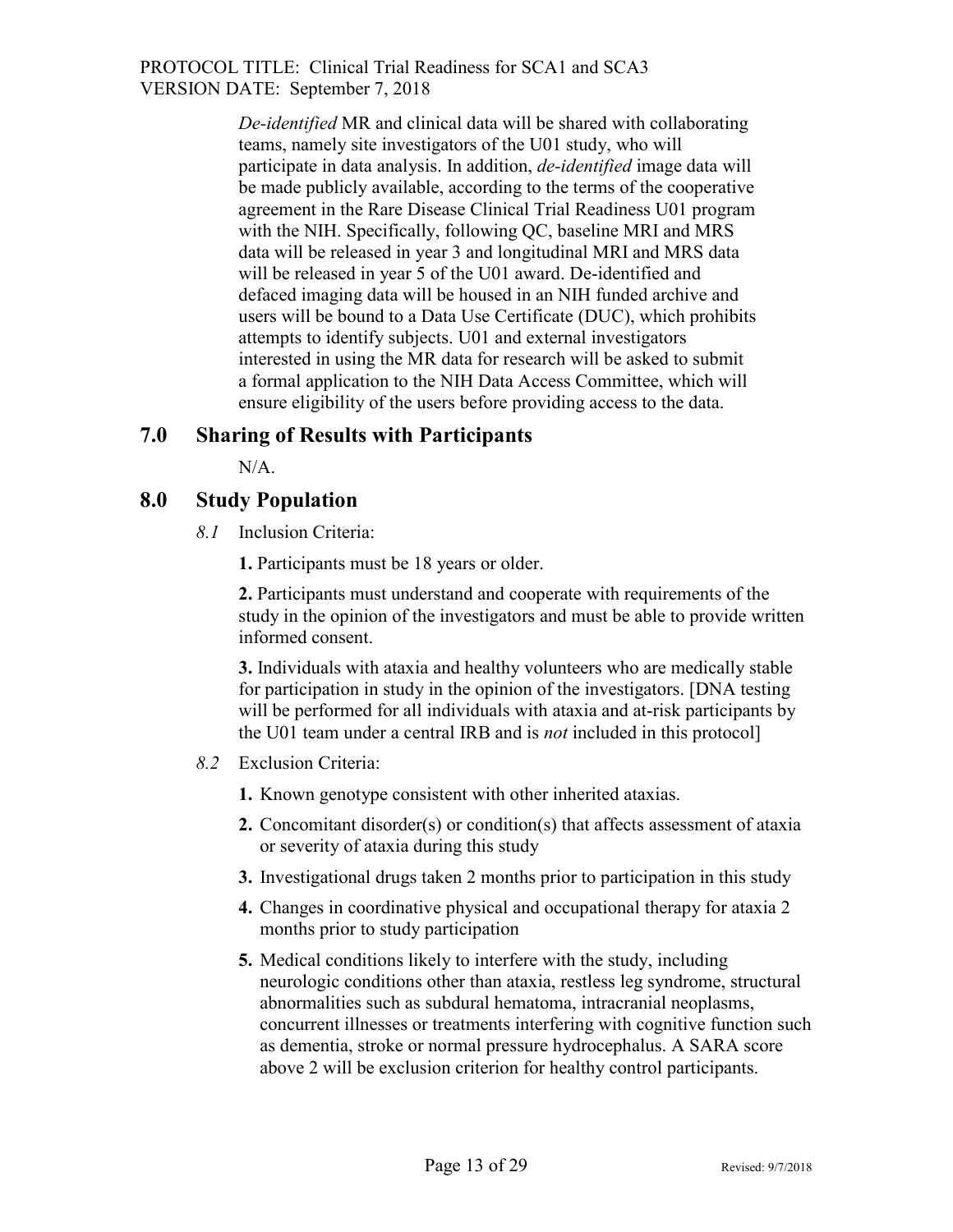*De-identified* MR and clinical data will be shared with collaborating teams, namely site investigators of the U01 study, who will participate in data analysis. In addition, *de-identified* image data will be made publicly available, according to the terms of the cooperative agreement in the Rare Disease Clinical Trial Readiness U01 program with the NIH. Specifically, following QC, baseline MRI and MRS data will be released in year 3 and longitudinal MRI and MRS data will be released in year 5 of the U01 award. De-identified and defaced imaging data will be housed in an NIH funded archive and users will be bound to a Data Use Certificate (DUC), which prohibits attempts to identify subjects. U01 and external investigators interested in using the MR data for research will be asked to submit a formal application to the NIH Data Access Committee, which will ensure eligibility of the users before providing access to the data.

## 7.0 Sharing of Results with Participants

N/A.

## 8.0 Study Population

*8.1* Inclusion Criteria:

**1.** Participants must be 18 years or older.

**2.** Participants must understand and cooperate with requirements of the study in the opinion of the investigators and must be able to provide written informed consent.

**3.** Individuals with ataxia and healthy volunteers who are medically stable for participation in study in the opinion of the investigators. [DNA testing will be performed for all individuals with ataxia and at-risk participants by the U01 team under a central IRB and is *not* included in this protocol]

*8.2* Exclusion Criteria:

**1.** Known genotype consistent with other inherited ataxias.

**2.** Concomitant disorder(s) or condition(s) that affects assessment of ataxia or severity of ataxia during this study

**3.** Investigational drugs taken 2 months prior to participation in this study

**4.** Changes in coordinative physical and occupational therapy for ataxia 2 months prior to study participation

**5.** Medical conditions likely to interfere with the study, including neurologic conditions other than ataxia, restless leg syndrome, structural abnormalities such as subdural hematoma, intracranial neoplasms, concurrent illnesses or treatments interfering with cognitive function such as dementia, stroke or normal pressure hydrocephalus. A SARA score above 2 will be exclusion criterion for healthy control participants.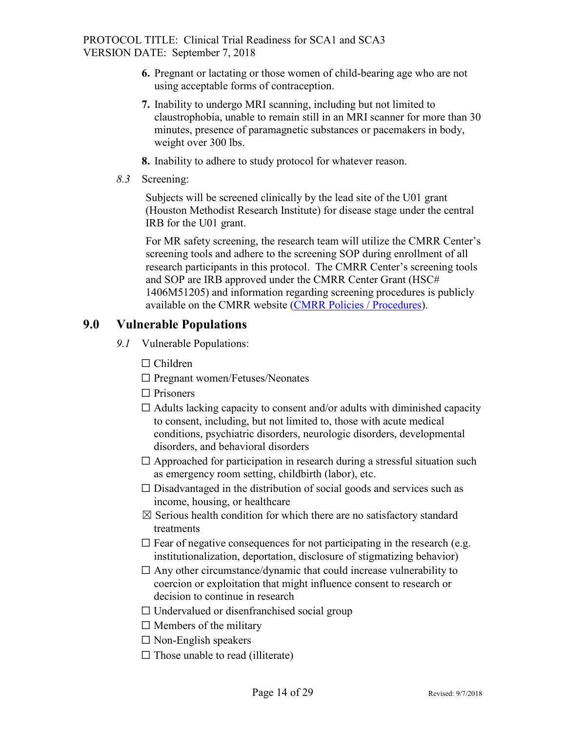6. Pregnant or lactating or those women of child-bearing age who are not using acceptable forms of contraception.

7. Inability to undergo MRI scanning, including but not limited to claustrophobia, unable to remain still in an MRI scanner for more than 30 minutes, presence of paramagnetic substances or pacemakers in body, weight over 300 lbs.

8. Inability to adhere to study protocol for whatever reason.

*8.3* Screening:

Subjects will be screened clinically by the lead site of the U01 grant (Houston Methodist Research Institute) for disease stage under the central IRB for the U01 grant.

For MR safety screening, the research team will utilize the CMRR Center's screening tools and adhere to the screening SOP during enrollment of all research participants in this protocol. The CMRR Center's screening tools and SOP are IRB approved under the CMRR Center Grant (HSC# 1406M51205) and information regarding screening procedures is publicly available on the CMRR website (CMRR Policies / Procedures).

## 9.0 Vulnerable Populations

*9.1* Vulnerable Populations:

☐ Children

☐ Pregnant women/Fetuses/Neonates

☐ Prisoners

☐ Adults lacking capacity to consent and/or adults with diminished capacity to consent, including, but not limited to, those with acute medical conditions, psychiatric disorders, neurologic disorders, developmental disorders, and behavioral disorders

☐ Approached for participation in research during a stressful situation such as emergency room setting, childbirth (labor), etc.

☐ Disadvantaged in the distribution of social goods and services such as income, housing, or healthcare

☒ Serious health condition for which there are no satisfactory standard treatments

☐ Fear of negative consequences for not participating in the research (e.g. institutionalization, deportation, disclosure of stigmatizing behavior)

☐ Any other circumstance/dynamic that could increase vulnerability to coercion or exploitation that might influence consent to research or decision to continue in research

☐ Undervalued or disenfranchised social group

☐ Members of the military

☐ Non-English speakers

☐ Those unable to read (illiterate)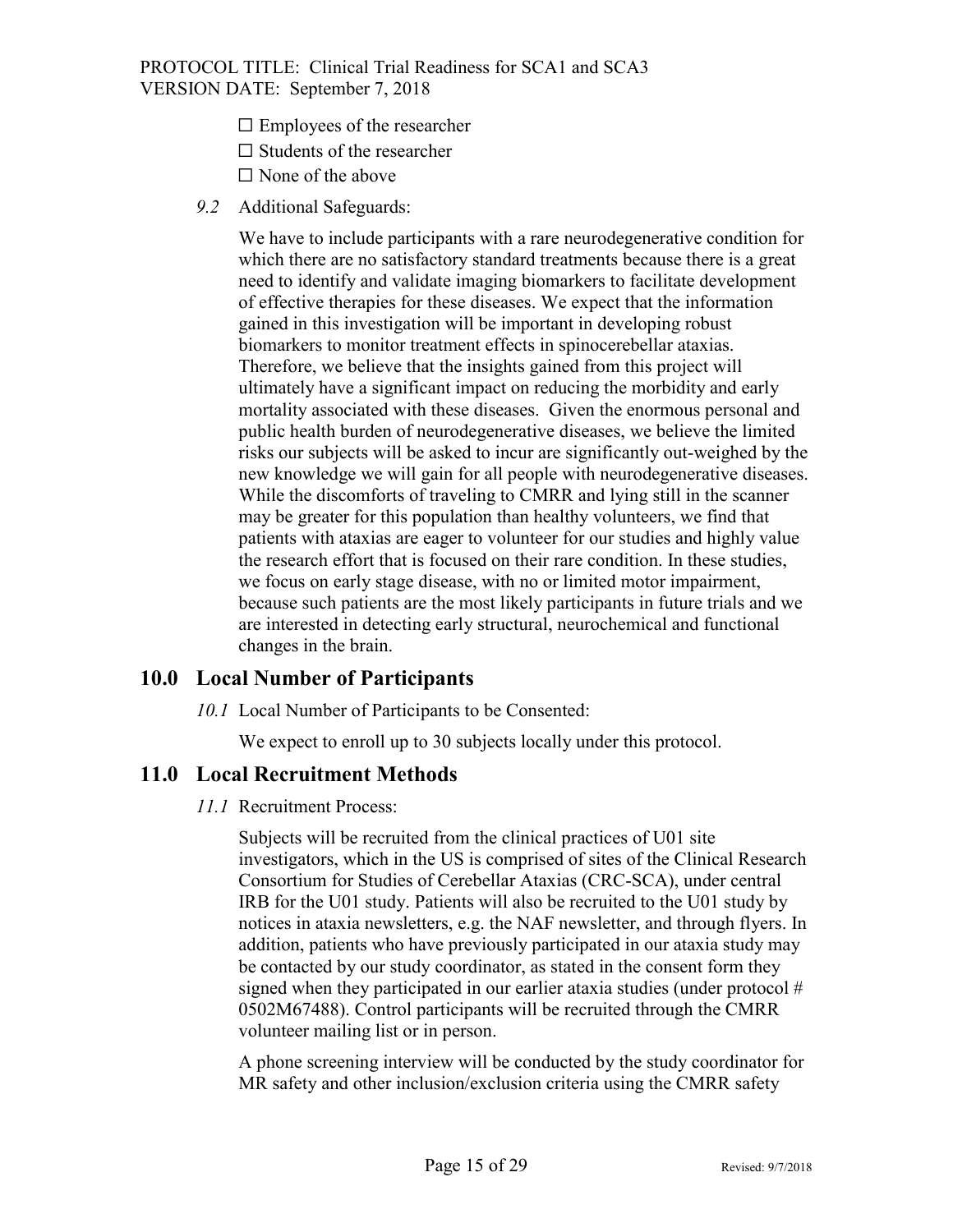☐ Employees of the researcher

☐ Students of the researcher

☐ None of the above

*9.2* Additional Safeguards:

We have to include participants with a rare neurodegenerative condition for which there are no satisfactory standard treatments because there is a great need to identify and validate imaging biomarkers to facilitate development of effective therapies for these diseases. We expect that the information gained in this investigation will be important in developing robust biomarkers to monitor treatment effects in spinocerebellar ataxias. Therefore, we believe that the insights gained from this project will ultimately have a significant impact on reducing the morbidity and early mortality associated with these diseases. Given the enormous personal and public health burden of neurodegenerative diseases, we believe the limited risks our subjects will be asked to incur are significantly out-weighed by the new knowledge we will gain for all people with neurodegenerative diseases. While the discomforts of traveling to CMRR and lying still in the scanner may be greater for this population than healthy volunteers, we find that patients with ataxias are eager to volunteer for our studies and highly value the research effort that is focused on their rare condition. In these studies, we focus on early stage disease, with no or limited motor impairment, because such patients are the most likely participants in future trials and we are interested in detecting early structural, neurochemical and functional changes in the brain.

## 10.0 Local Number of Participants

*10.1* Local Number of Participants to be Consented:

We expect to enroll up to 30 subjects locally under this protocol.

## 11.0 Local Recruitment Methods

*11.1* Recruitment Process:

Subjects will be recruited from the clinical practices of U01 site investigators, which in the US is comprised of sites of the Clinical Research Consortium for Studies of Cerebellar Ataxias (CRC-SCA), under central IRB for the U01 study. Patients will also be recruited to the U01 study by notices in ataxia newsletters, e.g. the NAF newsletter, and through flyers. In addition, patients who have previously participated in our ataxia study may be contacted by our study coordinator, as stated in the consent form they signed when they participated in our earlier ataxia studies (under protocol # 0502M67488). Control participants will be recruited through the CMRR volunteer mailing list or in person.

A phone screening interview will be conducted by the study coordinator for MR safety and other inclusion/exclusion criteria using the CMRR safety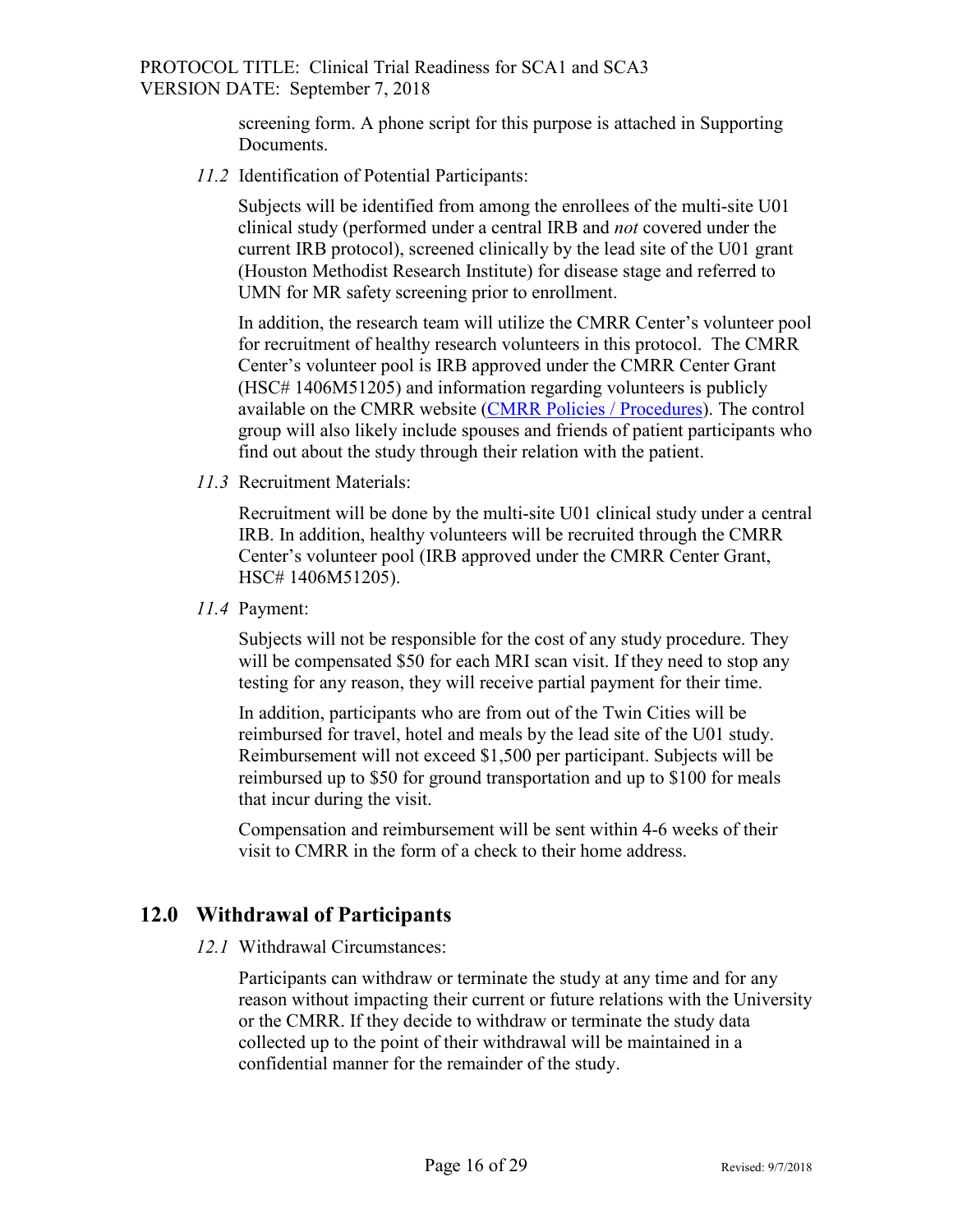screening form. A phone script for this purpose is attached in Supporting Documents.

*11.2* Identification of Potential Participants:

Subjects will be identified from among the enrollees of the multi-site U01 clinical study (performed under a central IRB and *not* covered under the current IRB protocol), screened clinically by the lead site of the U01 grant (Houston Methodist Research Institute) for disease stage and referred to UMN for MR safety screening prior to enrollment.

In addition, the research team will utilize the CMRR Center's volunteer pool for recruitment of healthy research volunteers in this protocol. The CMRR Center's volunteer pool is IRB approved under the CMRR Center Grant (HSC# 1406M51205) and information regarding volunteers is publicly available on the CMRR website (CMRR Policies / Procedures). The control group will also likely include spouses and friends of patient participants who find out about the study through their relation with the patient.

*11.3* Recruitment Materials:

Recruitment will be done by the multi-site U01 clinical study under a central IRB. In addition, healthy volunteers will be recruited through the CMRR Center's volunteer pool (IRB approved under the CMRR Center Grant, HSC# 1406M51205).

*11.4* Payment:

Subjects will not be responsible for the cost of any study procedure. They will be compensated $50 for each MRI scan visit. If they need to stop any testing for any reason, they will receive partial payment for their time.

In addition, participants who are from out of the Twin Cities will be reimbursed for travel, hotel and meals by the lead site of the U01 study. Reimbursement will not exceed $1,500 per participant. Subjects will be reimbursed up to $50 for ground transportation and up to $100 for meals that incur during the visit.

Compensation and reimbursement will be sent within 4-6 weeks of their visit to CMRR in the form of a check to their home address.

## 12.0 Withdrawal of Participants

*12.1* Withdrawal Circumstances:

Participants can withdraw or terminate the study at any time and for any reason without impacting their current or future relations with the University or the CMRR. If they decide to withdraw or terminate the study data collected up to the point of their withdrawal will be maintained in a confidential manner for the remainder of the study.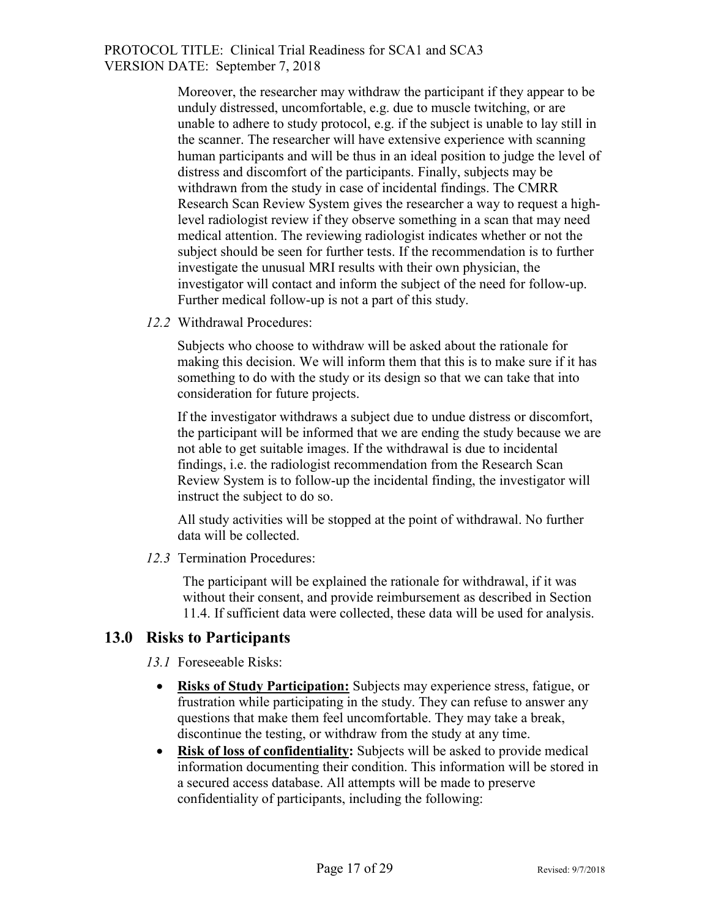Moreover, the researcher may withdraw the participant if they appear to be unduly distressed, uncomfortable, e.g. due to muscle twitching, or are unable to adhere to study protocol, e.g. if the subject is unable to lay still in the scanner. The researcher will have extensive experience with scanning human participants and will be thus in an ideal position to judge the level of distress and discomfort of the participants. Finally, subjects may be withdrawn from the study in case of incidental findings. The CMRR Research Scan Review System gives the researcher a way to request a high-level radiologist review if they observe something in a scan that may need medical attention. The reviewing radiologist indicates whether or not the subject should be seen for further tests. If the recommendation is to further investigate the unusual MRI results with their own physician, the investigator will contact and inform the subject of the need for follow-up. Further medical follow-up is not a part of this study.

*12.2* Withdrawal Procedures:

Subjects who choose to withdraw will be asked about the rationale for making this decision. We will inform them that this is to make sure if it has something to do with the study or its design so that we can take that into consideration for future projects.

If the investigator withdraws a subject due to undue distress or discomfort, the participant will be informed that we are ending the study because we are not able to get suitable images. If the withdrawal is due to incidental findings, i.e. the radiologist recommendation from the Research Scan Review System is to follow-up the incidental finding, the investigator will instruct the subject to do so.

All study activities will be stopped at the point of withdrawal. No further data will be collected.

*12.3* Termination Procedures:

The participant will be explained the rationale for withdrawal, if it was without their consent, and provide reimbursement as described in Section 11.4. If sufficient data were collected, these data will be used for analysis.

## 13.0 Risks to Participants

*13.1* Foreseeable Risks:

- **Risks of Study Participation:** Subjects may experience stress, fatigue, or frustration while participating in the study. They can refuse to answer any questions that make them feel uncomfortable. They may take a break, discontinue the testing, or withdraw from the study at any time.
- **Risk of loss of confidentiality:** Subjects will be asked to provide medical information documenting their condition. This information will be stored in a secured access database. All attempts will be made to preserve confidentiality of participants, including the following: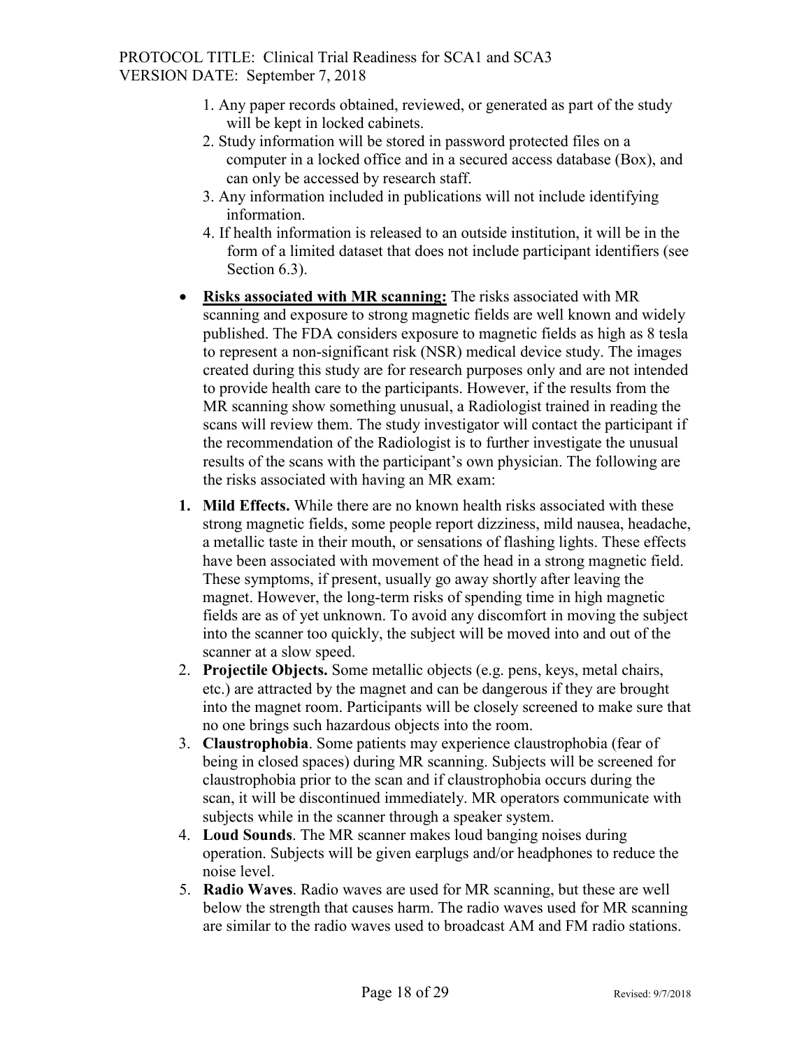1. Any paper records obtained, reviewed, or generated as part of the study will be kept in locked cabinets.
2. Study information will be stored in password protected files on a computer in a locked office and in a secured access database (Box), and can only be accessed by research staff.
3. Any information included in publications will not include identifying information.
4. If health information is released to an outside institution, it will be in the form of a limited dataset that does not include participant identifiers (see Section 6.3).

- **Risks associated with MR scanning:** The risks associated with MR scanning and exposure to strong magnetic fields are well known and widely published. The FDA considers exposure to magnetic fields as high as 8 tesla to represent a non-significant risk (NSR) medical device study. The images created during this study are for research purposes only and are not intended to provide health care to the participants. However, if the results from the MR scanning show something unusual, a Radiologist trained in reading the scans will review them. The study investigator will contact the participant if the recommendation of the Radiologist is to further investigate the unusual results of the scans with the participant's own physician. The following are the risks associated with having an MR exam:

1. **Mild Effects.** While there are no known health risks associated with these strong magnetic fields, some people report dizziness, mild nausea, headache, a metallic taste in their mouth, or sensations of flashing lights. These effects have been associated with movement of the head in a strong magnetic field. These symptoms, if present, usually go away shortly after leaving the magnet. However, the long-term risks of spending time in high magnetic fields are as of yet unknown. To avoid any discomfort in moving the subject into the scanner too quickly, the subject will be moved into and out of the scanner at a slow speed.
2. **Projectile Objects.** Some metallic objects (e.g. pens, keys, metal chairs, etc.) are attracted by the magnet and can be dangerous if they are brought into the magnet room. Participants will be closely screened to make sure that no one brings such hazardous objects into the room.
3. **Claustrophobia**. Some patients may experience claustrophobia (fear of being in closed spaces) during MR scanning. Subjects will be screened for claustrophobia prior to the scan and if claustrophobia occurs during the scan, it will be discontinued immediately. MR operators communicate with subjects while in the scanner through a speaker system.
4. **Loud Sounds**. The MR scanner makes loud banging noises during operation. Subjects will be given earplugs and/or headphones to reduce the noise level.
5. **Radio Waves**. Radio waves are used for MR scanning, but these are well below the strength that causes harm. The radio waves used for MR scanning are similar to the radio waves used to broadcast AM and FM radio stations.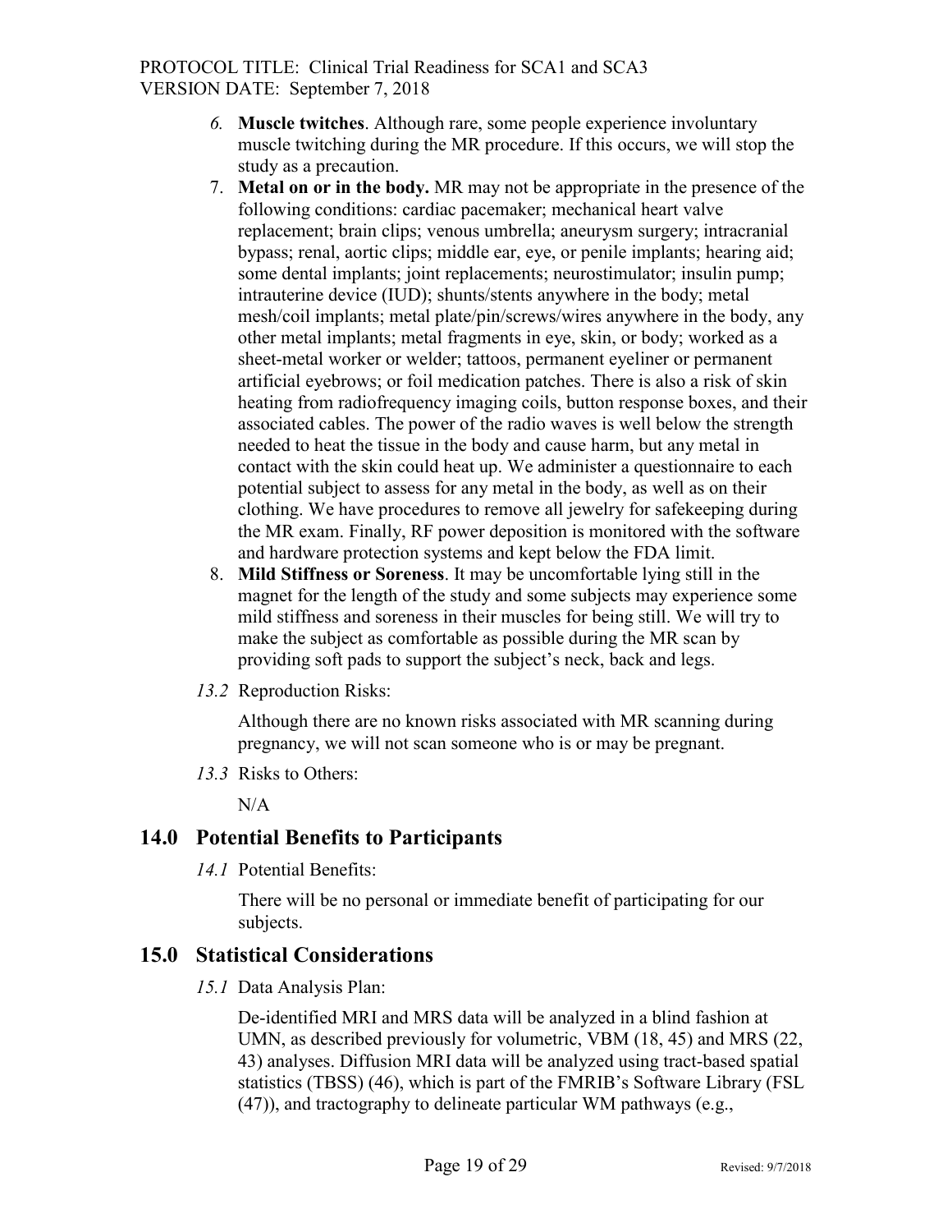6. **Muscle twitches**. Although rare, some people experience involuntary muscle twitching during the MR procedure. If this occurs, we will stop the study as a precaution.
7. **Metal on or in the body.** MR may not be appropriate in the presence of the following conditions: cardiac pacemaker; mechanical heart valve replacement; brain clips; venous umbrella; aneurysm surgery; intracranial bypass; renal, aortic clips; middle ear, eye, or penile implants; hearing aid; some dental implants; joint replacements; neurostimulator; insulin pump; intrauterine device (IUD); shunts/stents anywhere in the body; metal mesh/coil implants; metal plate/pin/screws/wires anywhere in the body, any other metal implants; metal fragments in eye, skin, or body; worked as a sheet-metal worker or welder; tattoos, permanent eyeliner or permanent artificial eyebrows; or foil medication patches. There is also a risk of skin heating from radiofrequency imaging coils, button response boxes, and their associated cables. The power of the radio waves is well below the strength needed to heat the tissue in the body and cause harm, but any metal in contact with the skin could heat up. We administer a questionnaire to each potential subject to assess for any metal in the body, as well as on their clothing. We have procedures to remove all jewelry for safekeeping during the MR exam. Finally, RF power deposition is monitored with the software and hardware protection systems and kept below the FDA limit.
8. **Mild Stiffness or Soreness**. It may be uncomfortable lying still in the magnet for the length of the study and some subjects may experience some mild stiffness and soreness in their muscles for being still. We will try to make the subject as comfortable as possible during the MR scan by providing soft pads to support the subject's neck, back and legs.

*13.2* Reproduction Risks:

Although there are no known risks associated with MR scanning during pregnancy, we will not scan someone who is or may be pregnant.

*13.3* Risks to Others:

N/A

## 14.0 Potential Benefits to Participants

*14.1* Potential Benefits:

There will be no personal or immediate benefit of participating for our subjects.

## 15.0 Statistical Considerations

*15.1* Data Analysis Plan:

De-identified MRI and MRS data will be analyzed in a blind fashion at UMN, as described previously for volumetric, VBM (18, 45) and MRS (22, 43) analyses. Diffusion MRI data will be analyzed using tract-based spatial statistics (TBSS) (46), which is part of the FMRIB's Software Library (FSL (47)), and tractography to delineate particular WM pathways (e.g.,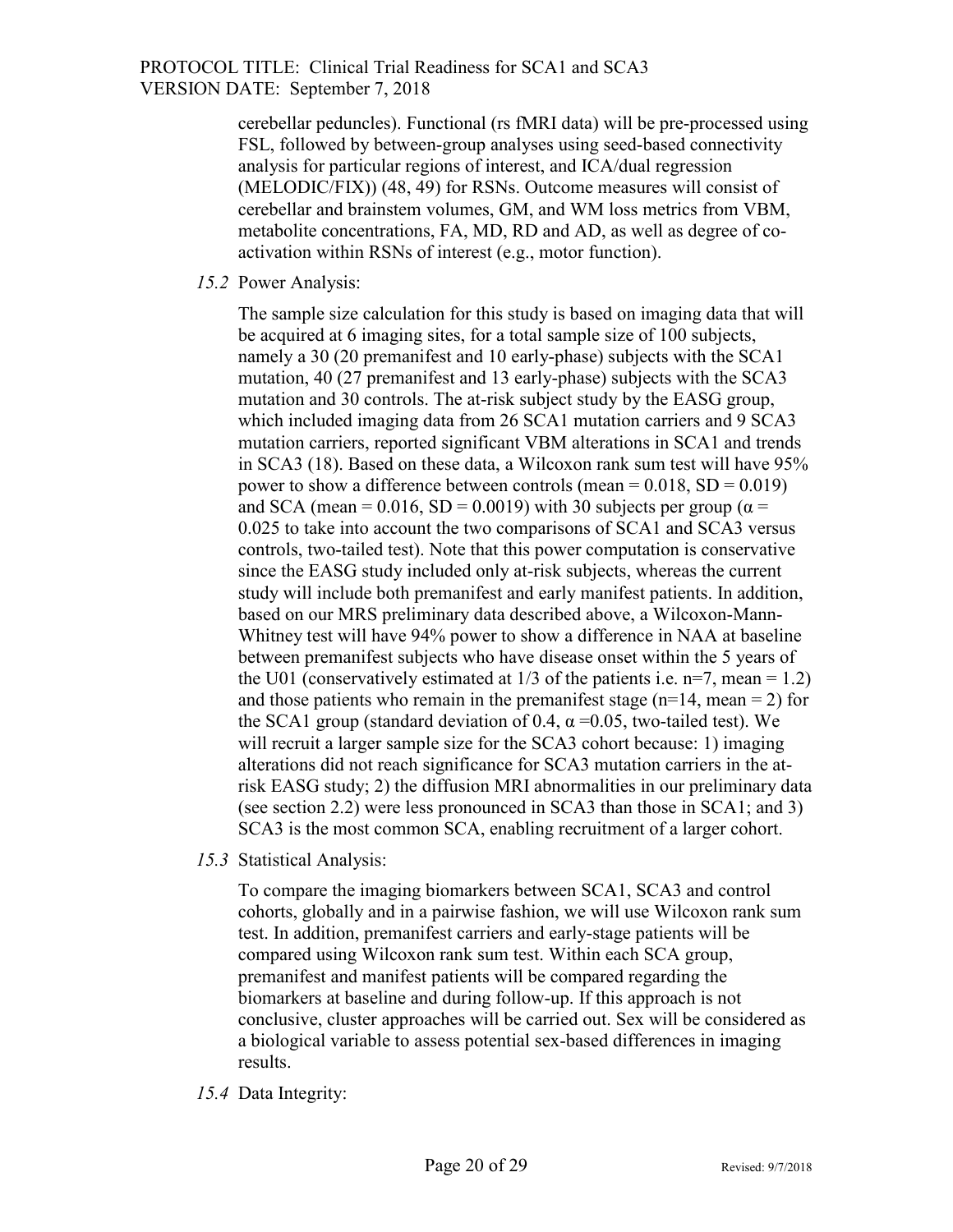cerebellar peduncles). Functional (rs fMRI data) will be pre-processed using FSL, followed by between-group analyses using seed-based connectivity analysis for particular regions of interest, and ICA/dual regression (MELODIC/FIX)) (48, 49) for RSNs. Outcome measures will consist of cerebellar and brainstem volumes, GM, and WM loss metrics from VBM, metabolite concentrations, FA, MD, RD and AD, as well as degree of co-activation within RSNs of interest (e.g., motor function).

*15.2* Power Analysis:

The sample size calculation for this study is based on imaging data that will be acquired at 6 imaging sites, for a total sample size of 100 subjects, namely a 30 (20 premanifest and 10 early-phase) subjects with the SCA1 mutation, 40 (27 premanifest and 13 early-phase) subjects with the SCA3 mutation and 30 controls. The at-risk subject study by the EASG group, which included imaging data from 26 SCA1 mutation carriers and 9 SCA3 mutation carriers, reported significant VBM alterations in SCA1 and trends in SCA3 (18). Based on these data, a Wilcoxon rank sum test will have 95% power to show a difference between controls (mean = 0.018, SD = 0.019) and SCA (mean = 0.016, SD = 0.0019) with 30 subjects per group ($\alpha = 0.025$ to take into account the two comparisons of SCA1 and SCA3 versus controls, two-tailed test). Note that this power computation is conservative since the EASG study included only at-risk subjects, whereas the current study will include both premanifest and early manifest patients. In addition, based on our MRS preliminary data described above, a Wilcoxon-Mann-Whitney test will have 94% power to show a difference in NAA at baseline between premanifest subjects who have disease onset within the 5 years of the U01 (conservatively estimated at 1/3 of the patients i.e. n=7, mean = 1.2) and those patients who remain in the premanifest stage (n=14, mean = 2) for the SCA1 group (standard deviation of 0.4, $\alpha = 0.05$, two-tailed test). We will recruit a larger sample size for the SCA3 cohort because: 1) imaging alterations did not reach significance for SCA3 mutation carriers in the at-risk EASG study; 2) the diffusion MRI abnormalities in our preliminary data (see section 2.2) were less pronounced in SCA3 than those in SCA1; and 3) SCA3 is the most common SCA, enabling recruitment of a larger cohort.

*15.3* Statistical Analysis:

To compare the imaging biomarkers between SCA1, SCA3 and control cohorts, globally and in a pairwise fashion, we will use Wilcoxon rank sum test. In addition, premanifest carriers and early-stage patients will be compared using Wilcoxon rank sum test. Within each SCA group, premanifest and manifest patients will be compared regarding the biomarkers at baseline and during follow-up. If this approach is not conclusive, cluster approaches will be carried out. Sex will be considered as a biological variable to assess potential sex-based differences in imaging results.

*15.4* Data Integrity: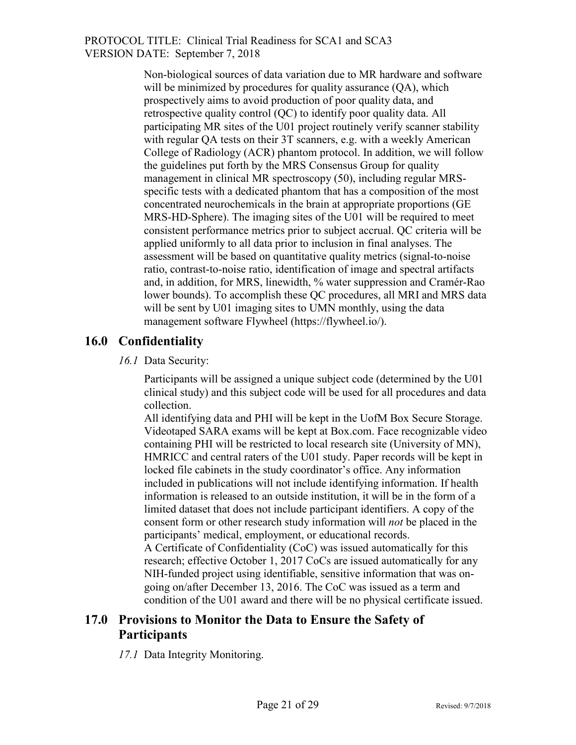Non-biological sources of data variation due to MR hardware and software will be minimized by procedures for quality assurance (QA), which prospectively aims to avoid production of poor quality data, and retrospective quality control (QC) to identify poor quality data. All participating MR sites of the U01 project routinely verify scanner stability with regular QA tests on their 3T scanners, e.g. with a weekly American College of Radiology (ACR) phantom protocol. In addition, we will follow the guidelines put forth by the MRS Consensus Group for quality management in clinical MR spectroscopy (50), including regular MRS-specific tests with a dedicated phantom that has a composition of the most concentrated neurochemicals in the brain at appropriate proportions (GE MRS-HD-Sphere). The imaging sites of the U01 will be required to meet consistent performance metrics prior to subject accrual. QC criteria will be applied uniformly to all data prior to inclusion in final analyses. The assessment will be based on quantitative quality metrics (signal-to-noise ratio, contrast-to-noise ratio, identification of image and spectral artifacts and, in addition, for MRS, linewidth, % water suppression and Cramér-Rao lower bounds). To accomplish these QC procedures, all MRI and MRS data will be sent by U01 imaging sites to UMN monthly, using the data management software Flywheel (https://flywheel.io/).

## 16.0 Confidentiality

*16.1* Data Security:

Participants will be assigned a unique subject code (determined by the U01 clinical study) and this subject code will be used for all procedures and data collection.

All identifying data and PHI will be kept in the UofM Box Secure Storage. Videotaped SARA exams will be kept at Box.com. Face recognizable video containing PHI will be restricted to local research site (University of MN), HMRICC and central raters of the U01 study. Paper records will be kept in locked file cabinets in the study coordinator's office. Any information included in publications will not include identifying information. If health information is released to an outside institution, it will be in the form of a limited dataset that does not include participant identifiers. A copy of the consent form or other research study information will *not* be placed in the participants' medical, employment, or educational records.

A Certificate of Confidentiality (CoC) was issued automatically for this research; effective October 1, 2017 CoCs are issued automatically for any NIH-funded project using identifiable, sensitive information that was on-going on/after December 13, 2016. The CoC was issued as a term and condition of the U01 award and there will be no physical certificate issued.

## 17.0 Provisions to Monitor the Data to Ensure the Safety of Participants

*17.1* Data Integrity Monitoring.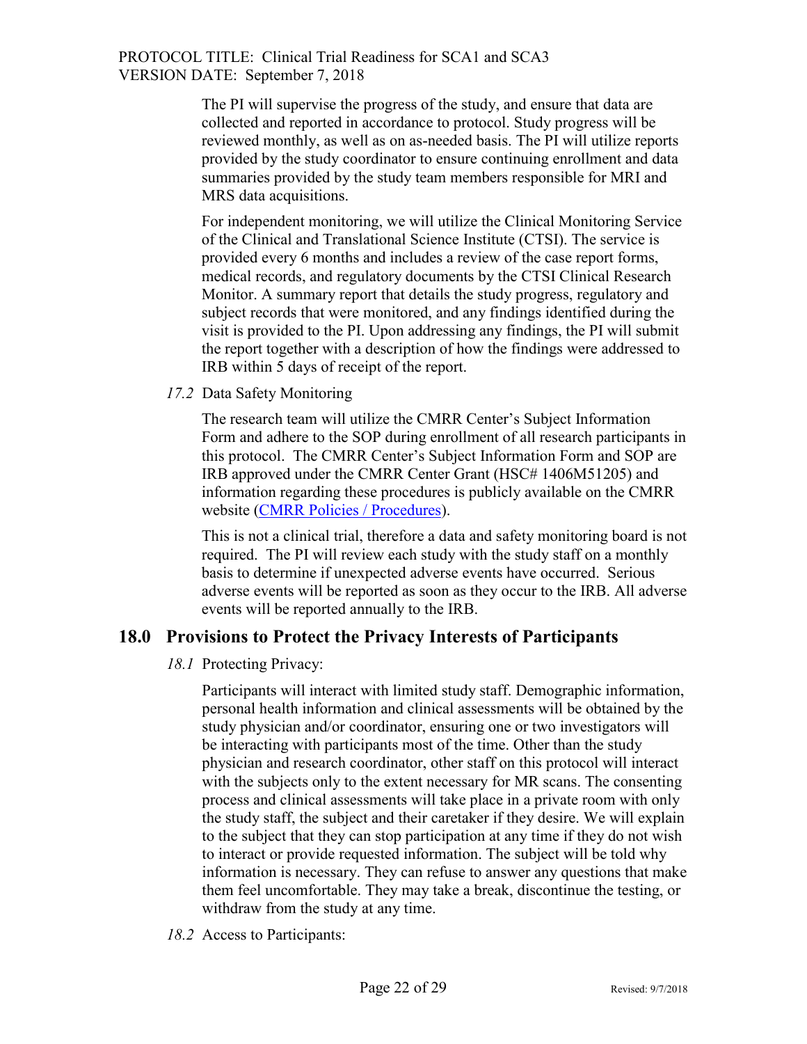The PI will supervise the progress of the study, and ensure that data are collected and reported in accordance to protocol. Study progress will be reviewed monthly, as well as on as-needed basis. The PI will utilize reports provided by the study coordinator to ensure continuing enrollment and data summaries provided by the study team members responsible for MRI and MRS data acquisitions.

For independent monitoring, we will utilize the Clinical Monitoring Service of the Clinical and Translational Science Institute (CTSI). The service is provided every 6 months and includes a review of the case report forms, medical records, and regulatory documents by the CTSI Clinical Research Monitor. A summary report that details the study progress, regulatory and subject records that were monitored, and any findings identified during the visit is provided to the PI. Upon addressing any findings, the PI will submit the report together with a description of how the findings were addressed to IRB within 5 days of receipt of the report.

*17.2* Data Safety Monitoring

The research team will utilize the CMRR Center's Subject Information Form and adhere to the SOP during enrollment of all research participants in this protocol. The CMRR Center's Subject Information Form and SOP are IRB approved under the CMRR Center Grant (HSC# 1406M51205) and information regarding these procedures is publicly available on the CMRR website (CMRR Policies / Procedures).

This is not a clinical trial, therefore a data and safety monitoring board is not required. The PI will review each study with the study staff on a monthly basis to determine if unexpected adverse events have occurred. Serious adverse events will be reported as soon as they occur to the IRB. All adverse events will be reported annually to the IRB.

## 18.0 Provisions to Protect the Privacy Interests of Participants

*18.1* Protecting Privacy:

Participants will interact with limited study staff. Demographic information, personal health information and clinical assessments will be obtained by the study physician and/or coordinator, ensuring one or two investigators will be interacting with participants most of the time. Other than the study physician and research coordinator, other staff on this protocol will interact with the subjects only to the extent necessary for MR scans. The consenting process and clinical assessments will take place in a private room with only the study staff, the subject and their caretaker if they desire. We will explain to the subject that they can stop participation at any time if they do not wish to interact or provide requested information. The subject will be told why information is necessary. They can refuse to answer any questions that make them feel uncomfortable. They may take a break, discontinue the testing, or withdraw from the study at any time.

*18.2* Access to Participants: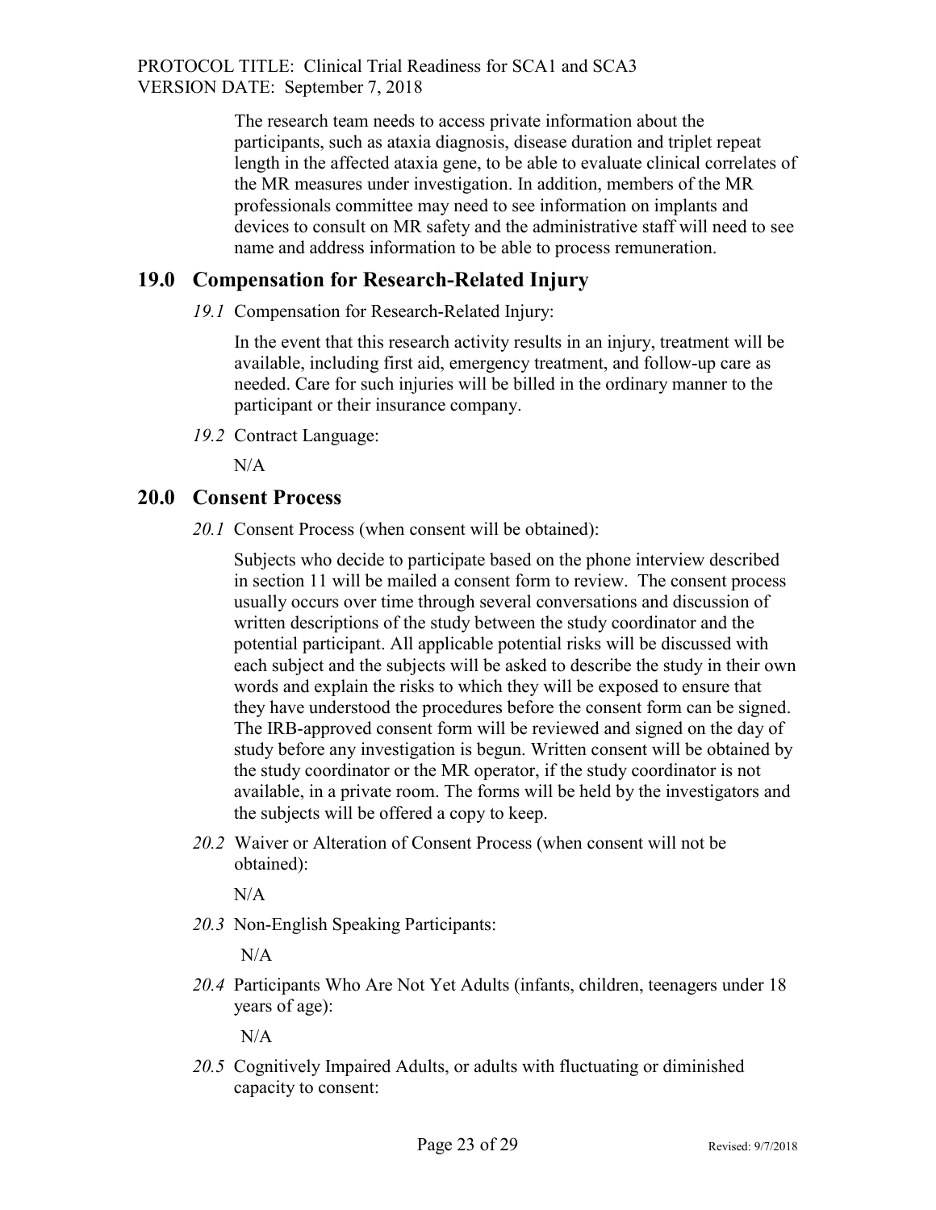The research team needs to access private information about the participants, such as ataxia diagnosis, disease duration and triplet repeat length in the affected ataxia gene, to be able to evaluate clinical correlates of the MR measures under investigation. In addition, members of the MR professionals committee may need to see information on implants and devices to consult on MR safety and the administrative staff will need to see name and address information to be able to process remuneration.

## 19.0 Compensation for Research-Related Injury

*19.1* Compensation for Research-Related Injury:

In the event that this research activity results in an injury, treatment will be available, including first aid, emergency treatment, and follow-up care as needed. Care for such injuries will be billed in the ordinary manner to the participant or their insurance company.

*19.2* Contract Language:

N/A

## 20.0 Consent Process

*20.1* Consent Process (when consent will be obtained):

Subjects who decide to participate based on the phone interview described in section 11 will be mailed a consent form to review. The consent process usually occurs over time through several conversations and discussion of written descriptions of the study between the study coordinator and the potential participant. All applicable potential risks will be discussed with each subject and the subjects will be asked to describe the study in their own words and explain the risks to which they will be exposed to ensure that they have understood the procedures before the consent form can be signed. The IRB-approved consent form will be reviewed and signed on the day of study before any investigation is begun. Written consent will be obtained by the study coordinator or the MR operator, if the study coordinator is not available, in a private room. The forms will be held by the investigators and the subjects will be offered a copy to keep.

*20.2* Waiver or Alteration of Consent Process (when consent will not be obtained):

N/A

*20.3* Non-English Speaking Participants:

N/A

*20.4* Participants Who Are Not Yet Adults (infants, children, teenagers under 18 years of age):

N/A

*20.5* Cognitively Impaired Adults, or adults with fluctuating or diminished capacity to consent: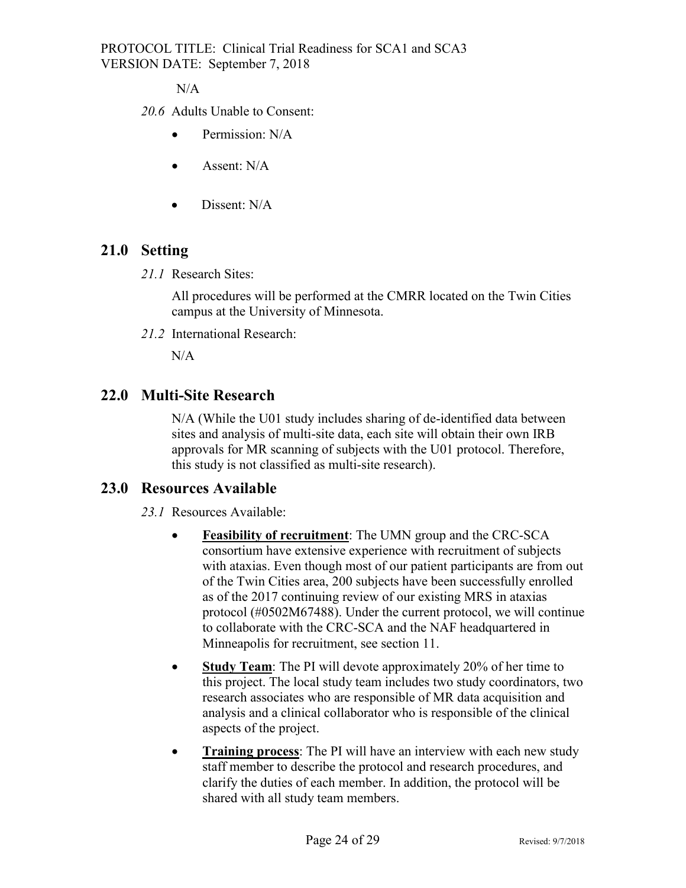N/A

*20.6* Adults Unable to Consent:

- Permission: N/A
- Assent: N/A
- Dissent: N/A

## 21.0 Setting

*21.1* Research Sites:

All procedures will be performed at the CMRR located on the Twin Cities campus at the University of Minnesota.

*21.2* International Research:

N/A

## 22.0 Multi-Site Research

N/A (While the U01 study includes sharing of de-identified data between sites and analysis of multi-site data, each site will obtain their own IRB approvals for MR scanning of subjects with the U01 protocol. Therefore, this study is not classified as multi-site research).

## 23.0 Resources Available

*23.1* Resources Available:

- **Feasibility of recruitment**: The UMN group and the CRC-SCA consortium have extensive experience with recruitment of subjects with ataxias. Even though most of our patient participants are from out of the Twin Cities area, 200 subjects have been successfully enrolled as of the 2017 continuing review of our existing MRS in ataxias protocol (#0502M67488). Under the current protocol, we will continue to collaborate with the CRC-SCA and the NAF headquartered in Minneapolis for recruitment, see section 11.
- **Study Team**: The PI will devote approximately 20% of her time to this project. The local study team includes two study coordinators, two research associates who are responsible of MR data acquisition and analysis and a clinical collaborator who is responsible of the clinical aspects of the project.
- **Training process**: The PI will have an interview with each new study staff member to describe the protocol and research procedures, and clarify the duties of each member. In addition, the protocol will be shared with all study team members.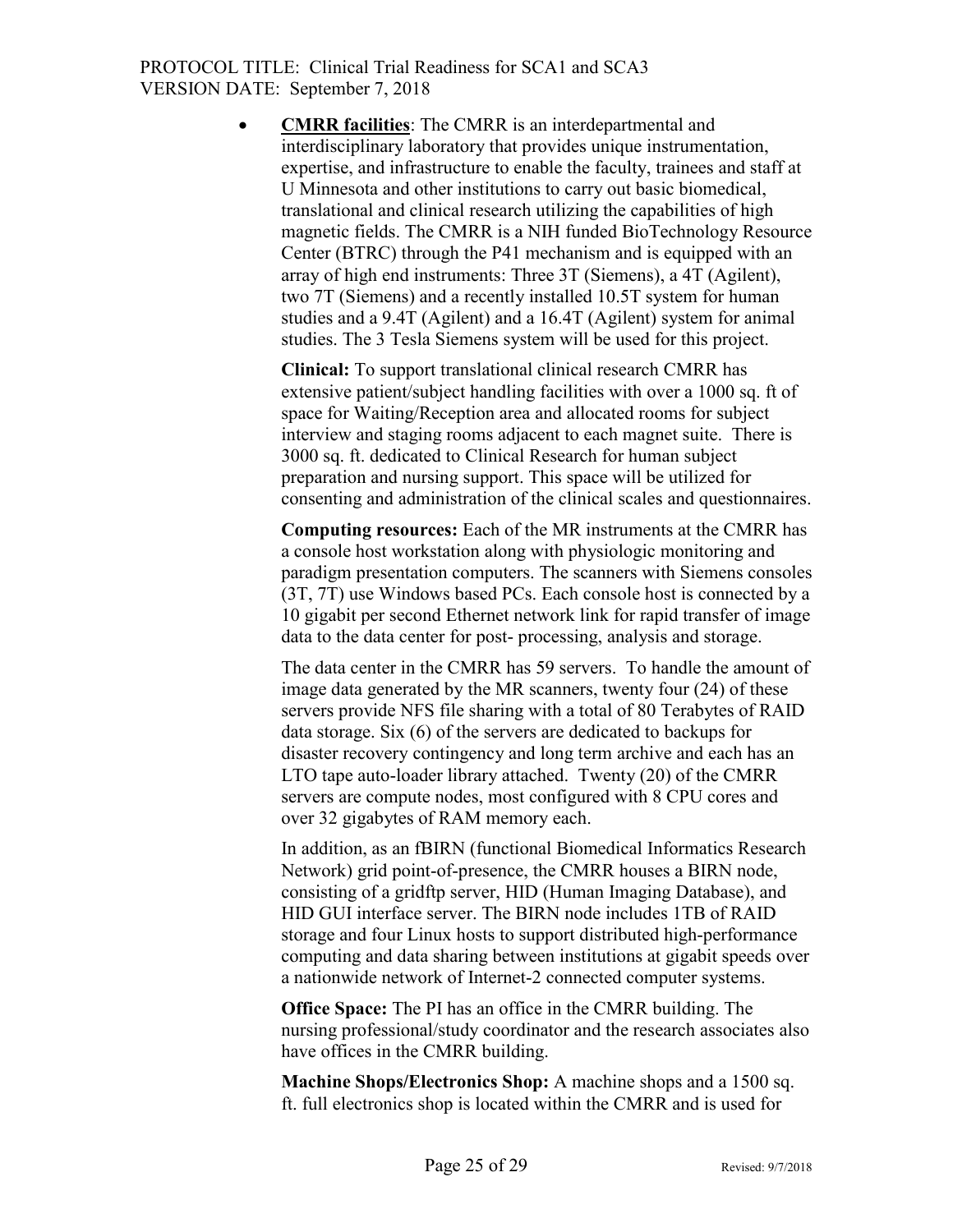- **CMRR facilities**: The CMRR is an interdepartmental and interdisciplinary laboratory that provides unique instrumentation, expertise, and infrastructure to enable the faculty, trainees and staff at U Minnesota and other institutions to carry out basic biomedical, translational and clinical research utilizing the capabilities of high magnetic fields. The CMRR is a NIH funded BioTechnology Resource Center (BTRC) through the P41 mechanism and is equipped with an array of high end instruments: Three 3T (Siemens), a 4T (Agilent), two 7T (Siemens) and a recently installed 10.5T system for human studies and a 9.4T (Agilent) and a 16.4T (Agilent) system for animal studies. The 3 Tesla Siemens system will be used for this project.

  **Clinical:** To support translational clinical research CMRR has extensive patient/subject handling facilities with over a 1000 sq. ft of space for Waiting/Reception area and allocated rooms for subject interview and staging rooms adjacent to each magnet suite. There is 3000 sq. ft. dedicated to Clinical Research for human subject preparation and nursing support. This space will be utilized for consenting and administration of the clinical scales and questionnaires.

  **Computing resources:** Each of the MR instruments at the CMRR has a console host workstation along with physiologic monitoring and paradigm presentation computers. The scanners with Siemens consoles (3T, 7T) use Windows based PCs. Each console host is connected by a 10 gigabit per second Ethernet network link for rapid transfer of image data to the data center for post- processing, analysis and storage.

  The data center in the CMRR has 59 servers. To handle the amount of image data generated by the MR scanners, twenty four (24) of these servers provide NFS file sharing with a total of 80 Terabytes of RAID data storage. Six (6) of the servers are dedicated to backups for disaster recovery contingency and long term archive and each has an LTO tape auto-loader library attached. Twenty (20) of the CMRR servers are compute nodes, most configured with 8 CPU cores and over 32 gigabytes of RAM memory each.

  In addition, as an fBIRN (functional Biomedical Informatics Research Network) grid point-of-presence, the CMRR houses a BIRN node, consisting of a gridftp server, HID (Human Imaging Database), and HID GUI interface server. The BIRN node includes 1TB of RAID storage and four Linux hosts to support distributed high-performance computing and data sharing between institutions at gigabit speeds over a nationwide network of Internet-2 connected computer systems.

  **Office Space:** The PI has an office in the CMRR building. The nursing professional/study coordinator and the research associates also have offices in the CMRR building.

  **Machine Shops/Electronics Shop:** A machine shops and a 1500 sq. ft. full electronics shop is located within the CMRR and is used for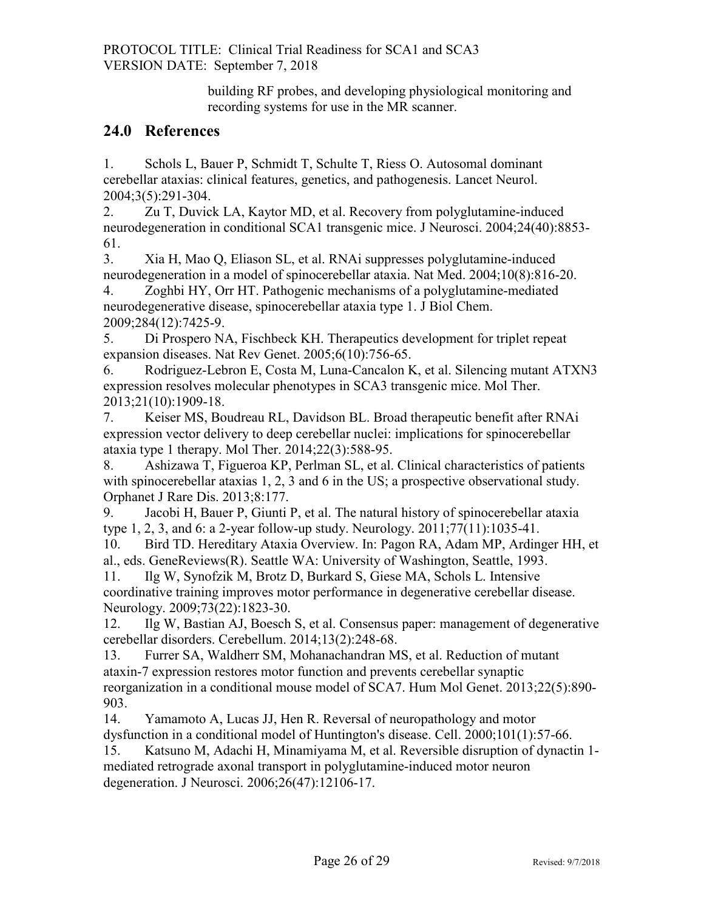building RF probes, and developing physiological monitoring and recording systems for use in the MR scanner.

## 24.0 References

1. Schols L, Bauer P, Schmidt T, Schulte T, Riess O. Autosomal dominant cerebellar ataxias: clinical features, genetics, and pathogenesis. Lancet Neurol. 2004;3(5):291-304.
2. Zu T, Duvick LA, Kaytor MD, et al. Recovery from polyglutamine-induced neurodegeneration in conditional SCA1 transgenic mice. J Neurosci. 2004;24(40):8853-61.
3. Xia H, Mao Q, Eliason SL, et al. RNAi suppresses polyglutamine-induced neurodegeneration in a model of spinocerebellar ataxia. Nat Med. 2004;10(8):816-20.
4. Zoghbi HY, Orr HT. Pathogenic mechanisms of a polyglutamine-mediated neurodegenerative disease, spinocerebellar ataxia type 1. J Biol Chem. 2009;284(12):7425-9.
5. Di Prospero NA, Fischbeck KH. Therapeutics development for triplet repeat expansion diseases. Nat Rev Genet. 2005;6(10):756-65.
6. Rodriguez-Lebron E, Costa M, Luna-Cancalon K, et al. Silencing mutant ATXN3 expression resolves molecular phenotypes in SCA3 transgenic mice. Mol Ther. 2013;21(10):1909-18.
7. Keiser MS, Boudreau RL, Davidson BL. Broad therapeutic benefit after RNAi expression vector delivery to deep cerebellar nuclei: implications for spinocerebellar ataxia type 1 therapy. Mol Ther. 2014;22(3):588-95.
8. Ashizawa T, Figueroa KP, Perlman SL, et al. Clinical characteristics of patients with spinocerebellar ataxias 1, 2, 3 and 6 in the US; a prospective observational study. Orphanet J Rare Dis. 2013;8:177.
9. Jacobi H, Bauer P, Giunti P, et al. The natural history of spinocerebellar ataxia type 1, 2, 3, and 6: a 2-year follow-up study. Neurology. 2011;77(11):1035-41.
10. Bird TD. Hereditary Ataxia Overview. In: Pagon RA, Adam MP, Ardinger HH, et al., eds. GeneReviews(R). Seattle WA: University of Washington, Seattle, 1993.
11. Ilg W, Synofzik M, Brotz D, Burkard S, Giese MA, Schols L. Intensive coordinative training improves motor performance in degenerative cerebellar disease. Neurology. 2009;73(22):1823-30.
12. Ilg W, Bastian AJ, Boesch S, et al. Consensus paper: management of degenerative cerebellar disorders. Cerebellum. 2014;13(2):248-68.
13. Furrer SA, Waldherr SM, Mohanachandran MS, et al. Reduction of mutant ataxin-7 expression restores motor function and prevents cerebellar synaptic reorganization in a conditional mouse model of SCA7. Hum Mol Genet. 2013;22(5):890-903.
14. Yamamoto A, Lucas JJ, Hen R. Reversal of neuropathology and motor dysfunction in a conditional model of Huntington's disease. Cell. 2000;101(1):57-66.
15. Katsuno M, Adachi H, Minamiyama M, et al. Reversible disruption of dynactin 1-mediated retrograde axonal transport in polyglutamine-induced motor neuron degeneration. J Neurosci. 2006;26(47):12106-17.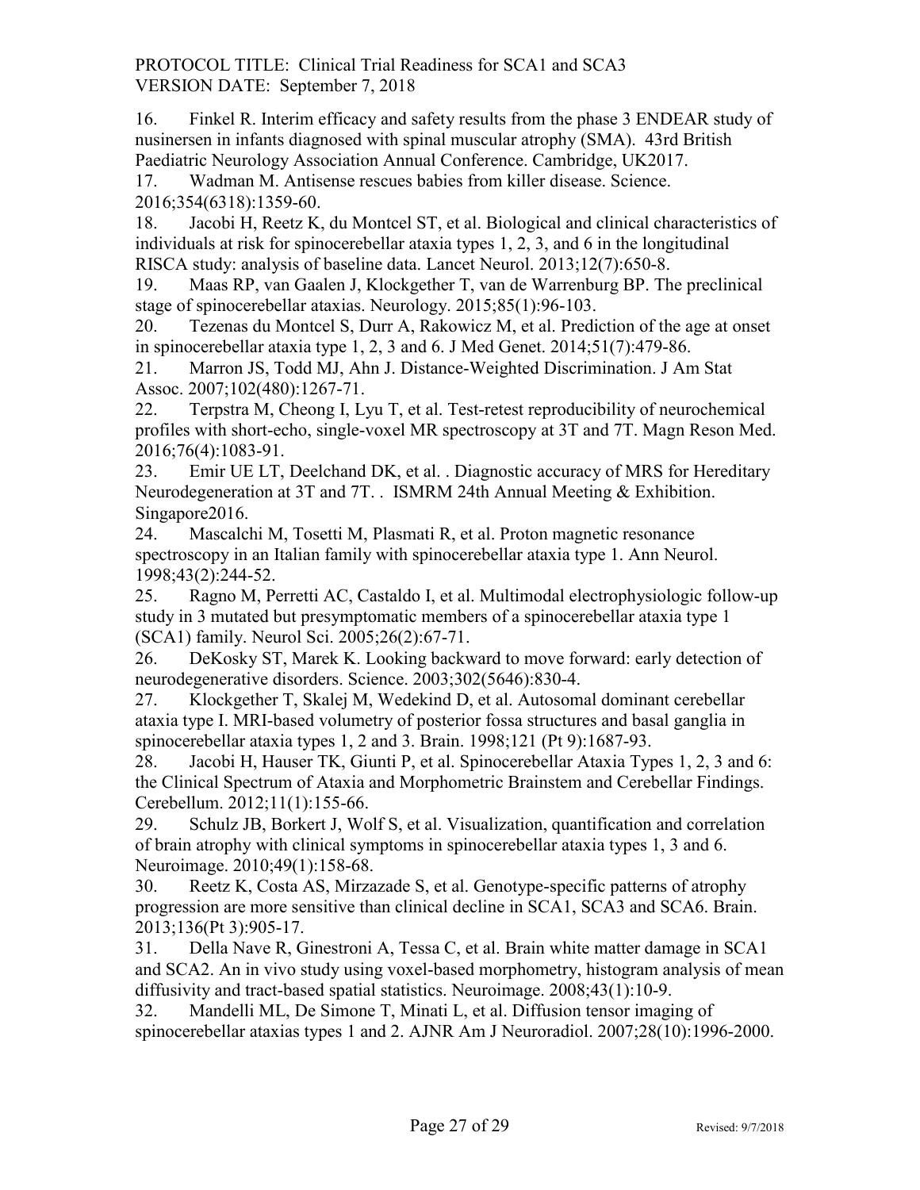16. Finkel R. Interim efficacy and safety results from the phase 3 ENDEAR study of nusinersen in infants diagnosed with spinal muscular atrophy (SMA). 43rd British Paediatric Neurology Association Annual Conference. Cambridge, UK2017.
17. Wadman M. Antisense rescues babies from killer disease. Science. 2016;354(6318):1359-60.
18. Jacobi H, Reetz K, du Montcel ST, et al. Biological and clinical characteristics of individuals at risk for spinocerebellar ataxia types 1, 2, 3, and 6 in the longitudinal RISCA study: analysis of baseline data. Lancet Neurol. 2013;12(7):650-8.
19. Maas RP, van Gaalen J, Klockgether T, van de Warrenburg BP. The preclinical stage of spinocerebellar ataxias. Neurology. 2015;85(1):96-103.
20. Tezenas du Montcel S, Durr A, Rakowicz M, et al. Prediction of the age at onset in spinocerebellar ataxia type 1, 2, 3 and 6. J Med Genet. 2014;51(7):479-86.
21. Marron JS, Todd MJ, Ahn J. Distance-Weighted Discrimination. J Am Stat Assoc. 2007;102(480):1267-71.
22. Terpstra M, Cheong I, Lyu T, et al. Test-retest reproducibility of neurochemical profiles with short-echo, single-voxel MR spectroscopy at 3T and 7T. Magn Reson Med. 2016;76(4):1083-91.
23. Emir UE LT, Deelchand DK, et al. . Diagnostic accuracy of MRS for Hereditary Neurodegeneration at 3T and 7T. . ISMRM 24th Annual Meeting & Exhibition. Singapore2016.
24. Mascalchi M, Tosetti M, Plasmati R, et al. Proton magnetic resonance spectroscopy in an Italian family with spinocerebellar ataxia type 1. Ann Neurol. 1998;43(2):244-52.
25. Ragno M, Perretti AC, Castaldo I, et al. Multimodal electrophysiologic follow-up study in 3 mutated but presymptomatic members of a spinocerebellar ataxia type 1 (SCA1) family. Neurol Sci. 2005;26(2):67-71.
26. DeKosky ST, Marek K. Looking backward to move forward: early detection of neurodegenerative disorders. Science. 2003;302(5646):830-4.
27. Klockgether T, Skalej M, Wedekind D, et al. Autosomal dominant cerebellar ataxia type I. MRI-based volumetry of posterior fossa structures and basal ganglia in spinocerebellar ataxia types 1, 2 and 3. Brain. 1998;121 (Pt 9):1687-93.
28. Jacobi H, Hauser TK, Giunti P, et al. Spinocerebellar Ataxia Types 1, 2, 3 and 6: the Clinical Spectrum of Ataxia and Morphometric Brainstem and Cerebellar Findings. Cerebellum. 2012;11(1):155-66.
29. Schulz JB, Borkert J, Wolf S, et al. Visualization, quantification and correlation of brain atrophy with clinical symptoms in spinocerebellar ataxia types 1, 3 and 6. Neuroimage. 2010;49(1):158-68.
30. Reetz K, Costa AS, Mirzazade S, et al. Genotype-specific patterns of atrophy progression are more sensitive than clinical decline in SCA1, SCA3 and SCA6. Brain. 2013;136(Pt 3):905-17.
31. Della Nave R, Ginestroni A, Tessa C, et al. Brain white matter damage in SCA1 and SCA2. An in vivo study using voxel-based morphometry, histogram analysis of mean diffusivity and tract-based spatial statistics. Neuroimage. 2008;43(1):10-9.
32. Mandelli ML, De Simone T, Minati L, et al. Diffusion tensor imaging of spinocerebellar ataxias types 1 and 2. AJNR Am J Neuroradiol. 2007;28(10):1996-2000.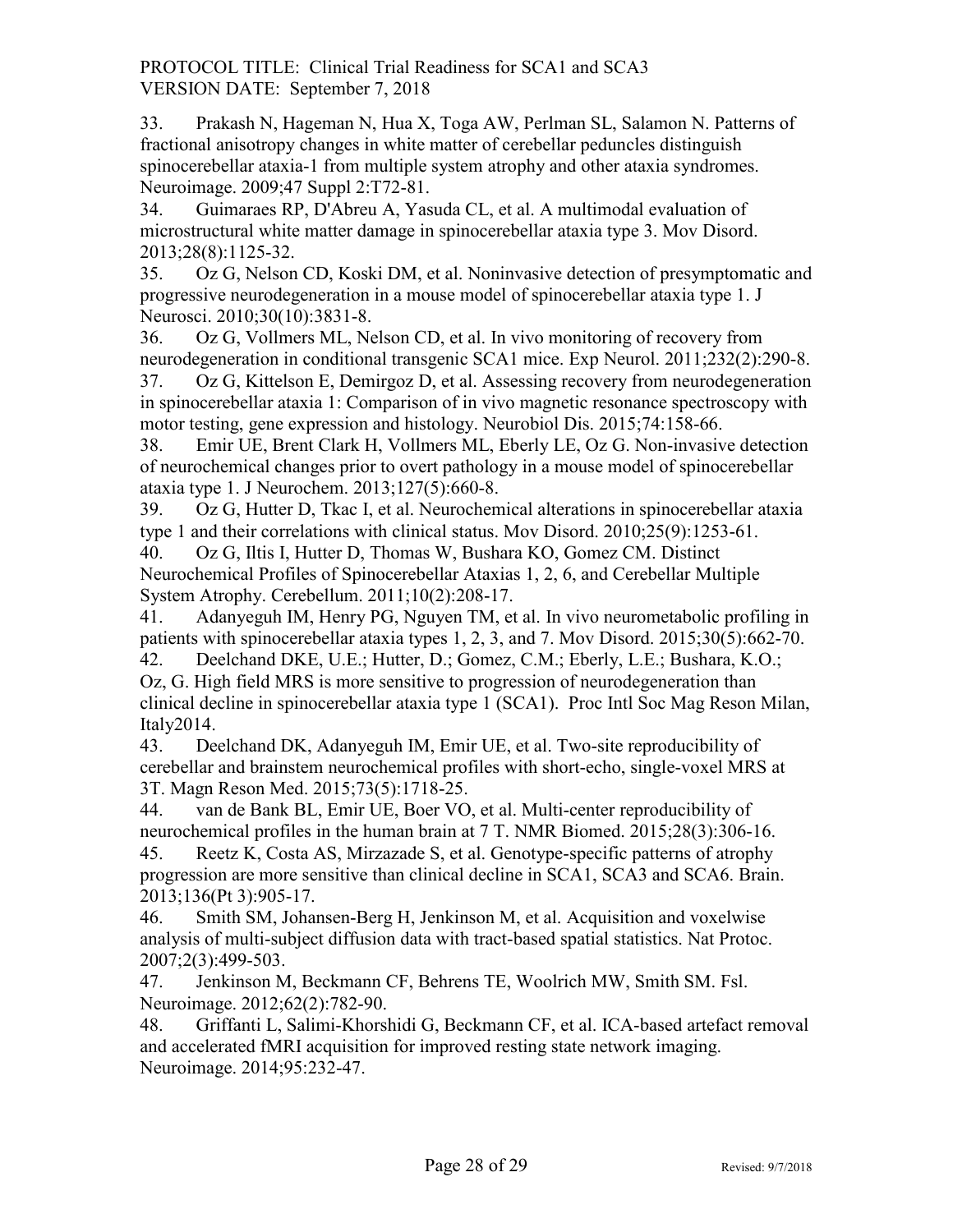33. Prakash N, Hageman N, Hua X, Toga AW, Perlman SL, Salamon N. Patterns of fractional anisotropy changes in white matter of cerebellar peduncles distinguish spinocerebellar ataxia-1 from multiple system atrophy and other ataxia syndromes. Neuroimage. 2009;47 Suppl 2:T72-81.

34. Guimaraes RP, D'Abreu A, Yasuda CL, et al. A multimodal evaluation of microstructural white matter damage in spinocerebellar ataxia type 3. Mov Disord. 2013;28(8):1125-32.

35. Oz G, Nelson CD, Koski DM, et al. Noninvasive detection of presymptomatic and progressive neurodegeneration in a mouse model of spinocerebellar ataxia type 1. J Neurosci. 2010;30(10):3831-8.

36. Oz G, Vollmers ML, Nelson CD, et al. In vivo monitoring of recovery from neurodegeneration in conditional transgenic SCA1 mice. Exp Neurol. 2011;232(2):290-8.

37. Oz G, Kittelson E, Demirgoz D, et al. Assessing recovery from neurodegeneration in spinocerebellar ataxia 1: Comparison of in vivo magnetic resonance spectroscopy with motor testing, gene expression and histology. Neurobiol Dis. 2015;74:158-66.

38. Emir UE, Brent Clark H, Vollmers ML, Eberly LE, Oz G. Non-invasive detection of neurochemical changes prior to overt pathology in a mouse model of spinocerebellar ataxia type 1. J Neurochem. 2013;127(5):660-8.

39. Oz G, Hutter D, Tkac I, et al. Neurochemical alterations in spinocerebellar ataxia type 1 and their correlations with clinical status. Mov Disord. 2010;25(9):1253-61.

40. Oz G, Iltis I, Hutter D, Thomas W, Bushara KO, Gomez CM. Distinct Neurochemical Profiles of Spinocerebellar Ataxias 1, 2, 6, and Cerebellar Multiple System Atrophy. Cerebellum. 2011;10(2):208-17.

41. Adanyeguh IM, Henry PG, Nguyen TM, et al. In vivo neurometabolic profiling in patients with spinocerebellar ataxia types 1, 2, 3, and 7. Mov Disord. 2015;30(5):662-70.

42. Deelchand DKE, U.E.; Hutter, D.; Gomez, C.M.; Eberly, L.E.; Bushara, K.O.; Oz, G. High field MRS is more sensitive to progression of neurodegeneration than clinical decline in spinocerebellar ataxia type 1 (SCA1). Proc Intl Soc Mag Reson Milan, Italy2014.

43. Deelchand DK, Adanyeguh IM, Emir UE, et al. Two-site reproducibility of cerebellar and brainstem neurochemical profiles with short-echo, single-voxel MRS at 3T. Magn Reson Med. 2015;73(5):1718-25.

44. van de Bank BL, Emir UE, Boer VO, et al. Multi-center reproducibility of neurochemical profiles in the human brain at 7 T. NMR Biomed. 2015;28(3):306-16.

45. Reetz K, Costa AS, Mirzazade S, et al. Genotype-specific patterns of atrophy progression are more sensitive than clinical decline in SCA1, SCA3 and SCA6. Brain. 2013;136(Pt 3):905-17.

46. Smith SM, Johansen-Berg H, Jenkinson M, et al. Acquisition and voxelwise analysis of multi-subject diffusion data with tract-based spatial statistics. Nat Protoc. 2007;2(3):499-503.

47. Jenkinson M, Beckmann CF, Behrens TE, Woolrich MW, Smith SM. Fsl. Neuroimage. 2012;62(2):782-90.

48. Griffanti L, Salimi-Khorshidi G, Beckmann CF, et al. ICA-based artefact removal and accelerated fMRI acquisition for improved resting state network imaging. Neuroimage. 2014;95:232-47.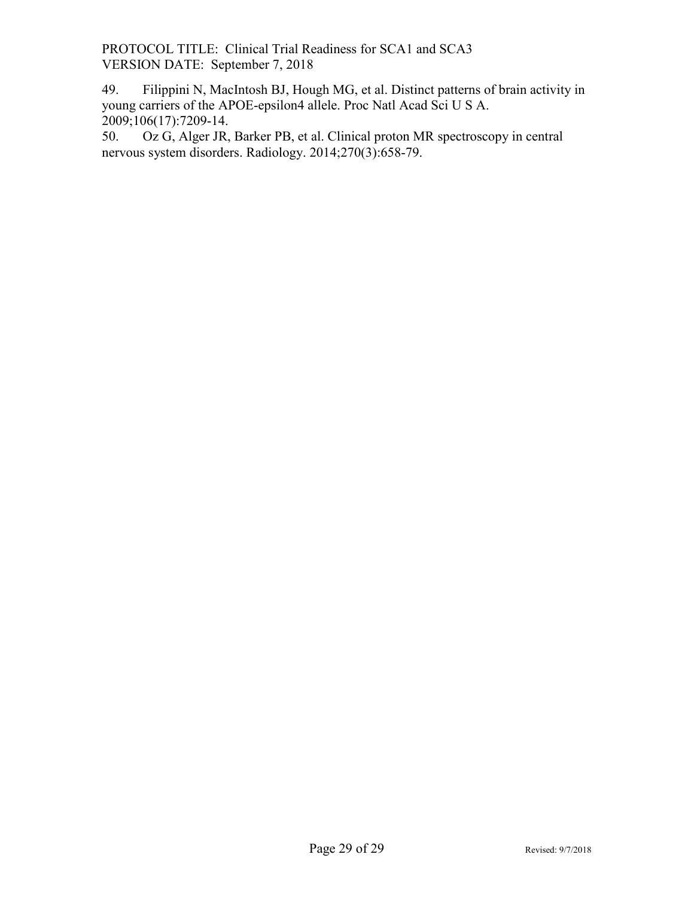49. Filippini N, MacIntosh BJ, Hough MG, et al. Distinct patterns of brain activity in young carriers of the APOE-epsilon4 allele. Proc Natl Acad Sci U S A. 2009;106(17):7209-14.

50. Oz G, Alger JR, Barker PB, et al. Clinical proton MR spectroscopy in central nervous system disorders. Radiology. 2014;270(3):658-79.